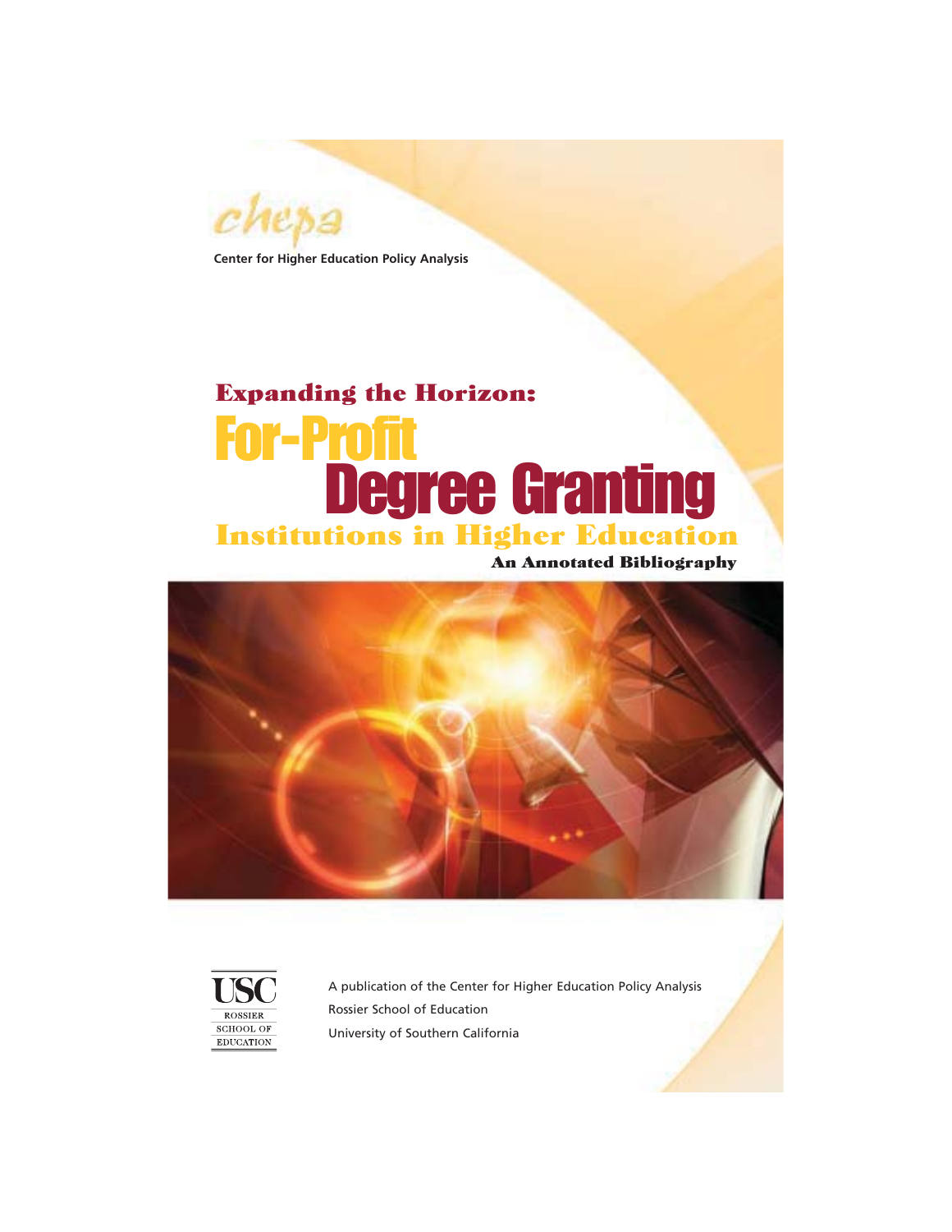chepa

Center for Higher Education Policy Analysis

# Expanding the Horizon: For-Profit Degree Granting Institutions in Higher Education

## An Annotated Bibliography

USC ROSSIER SCHOOL OF EDUCATION

A publication of the Center for Higher Education Policy Analysis
Rossier School of Education
University of Southern California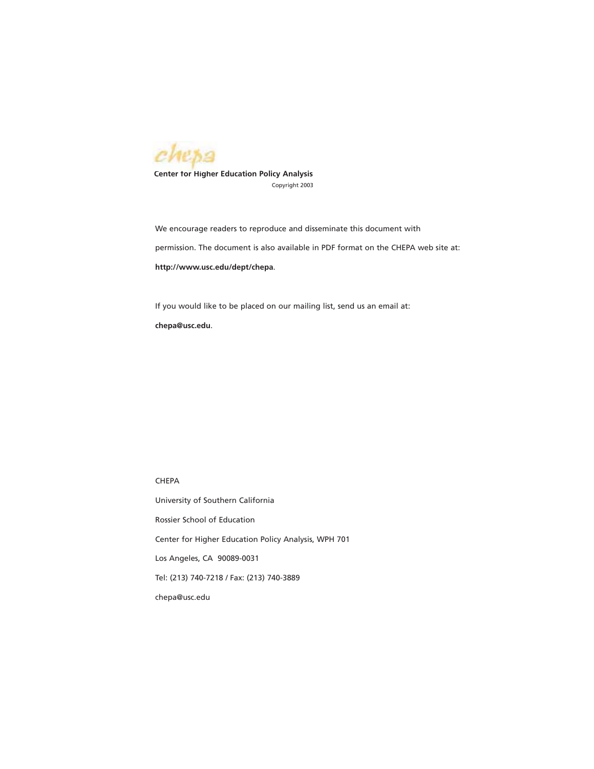chepa

**Center for Higher Education Policy Analysis**

Copyright 2003

We encourage readers to reproduce and disseminate this document with permission. The document is also available in PDF format on the CHEPA web site at: **http://www.usc.edu/dept/chepa**.

If you would like to be placed on our mailing list, send us an email at: **chepa@usc.edu**.

CHEPA

University of Southern California

Rossier School of Education

Center for Higher Education Policy Analysis, WPH 701

Los Angeles, CA 90089-0031

Tel: (213) 740-7218 / Fax: (213) 740-3889

chepa@usc.edu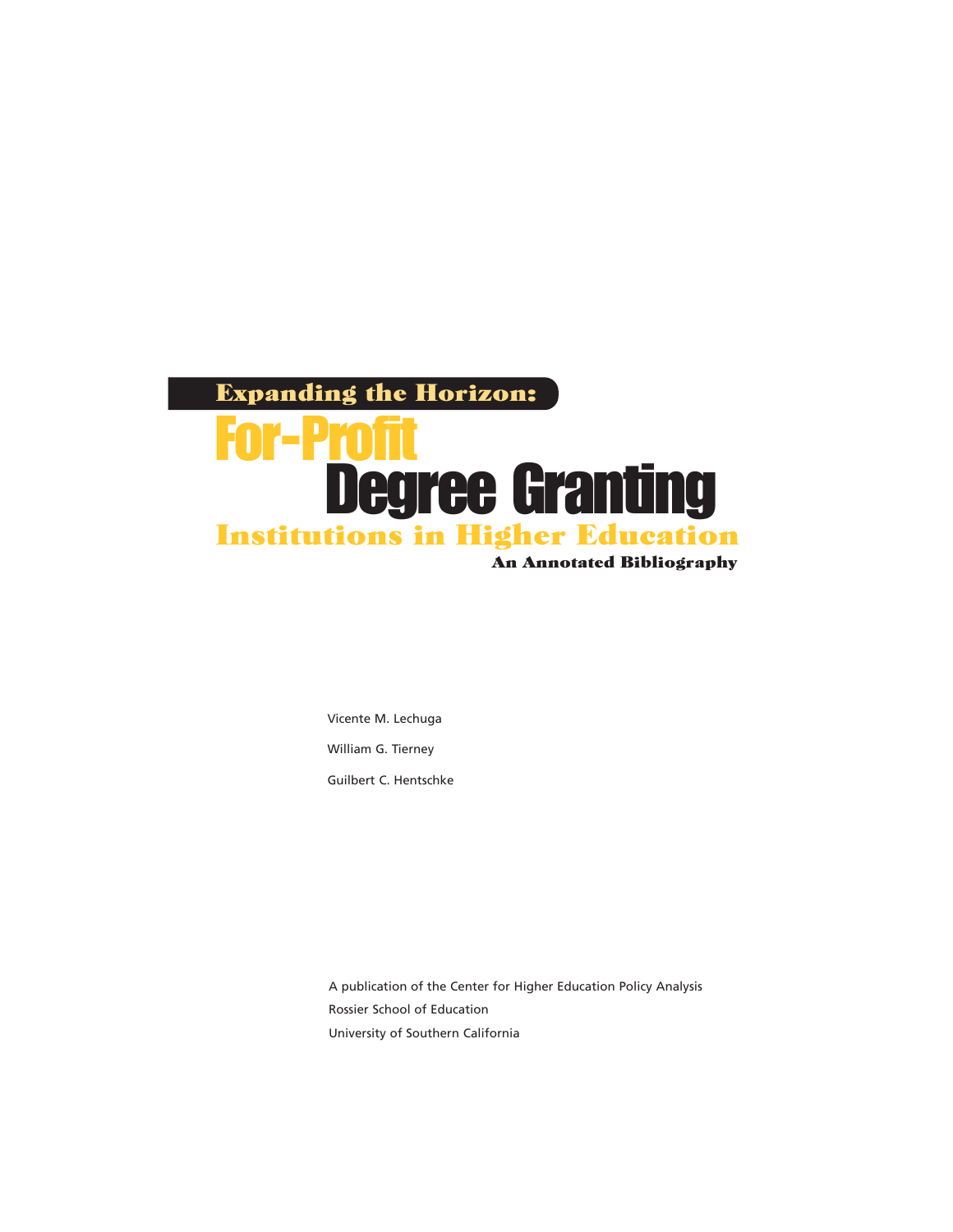# Expanding the Horizon: For-Profit Degree Granting Institutions in Higher Education

## An Annotated Bibliography

Vicente M. Lechuga

William G. Tierney

Guilbert C. Hentschke

A publication of the Center for Higher Education Policy Analysis
Rossier School of Education
University of Southern California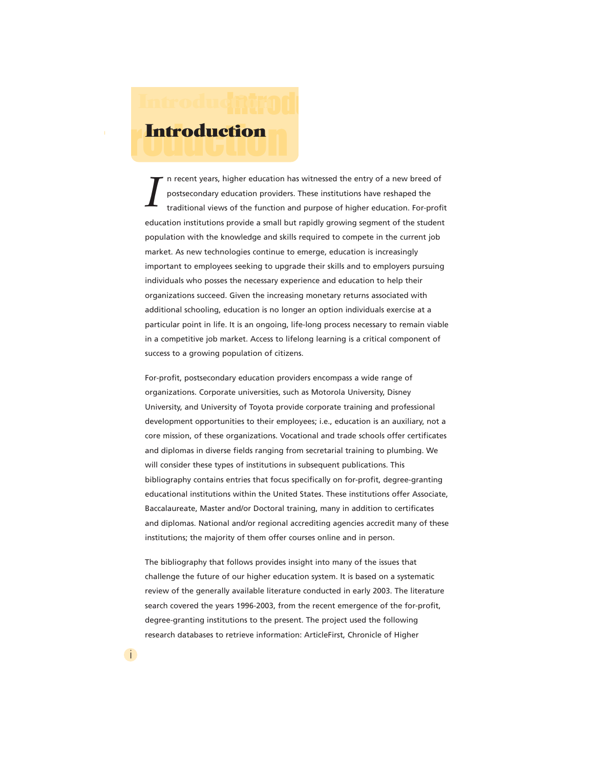# Introduction

In recent years, higher education has witnessed the entry of a new breed of postsecondary education providers. These institutions have reshaped the traditional views of the function and purpose of higher education. For-profit education institutions provide a small but rapidly growing segment of the student population with the knowledge and skills required to compete in the current job market. As new technologies continue to emerge, education is increasingly important to employees seeking to upgrade their skills and to employers pursuing individuals who posses the necessary experience and education to help their organizations succeed. Given the increasing monetary returns associated with additional schooling, education is no longer an option individuals exercise at a particular point in life. It is an ongoing, life-long process necessary to remain viable in a competitive job market. Access to lifelong learning is a critical component of success to a growing population of citizens.

For-profit, postsecondary education providers encompass a wide range of organizations. Corporate universities, such as Motorola University, Disney University, and University of Toyota provide corporate training and professional development opportunities to their employees; i.e., education is an auxiliary, not a core mission, of these organizations. Vocational and trade schools offer certificates and diplomas in diverse fields ranging from secretarial training to plumbing. We will consider these types of institutions in subsequent publications. This bibliography contains entries that focus specifically on for-profit, degree-granting educational institutions within the United States. These institutions offer Associate, Baccalaureate, Master and/or Doctoral training, many in addition to certificates and diplomas. National and/or regional accrediting agencies accredit many of these institutions; the majority of them offer courses online and in person.

The bibliography that follows provides insight into many of the issues that challenge the future of our higher education system. It is based on a systematic review of the generally available literature conducted in early 2003. The literature search covered the years 1996-2003, from the recent emergence of the for-profit, degree-granting institutions to the present. The project used the following research databases to retrieve information: ArticleFirst, Chronicle of Higher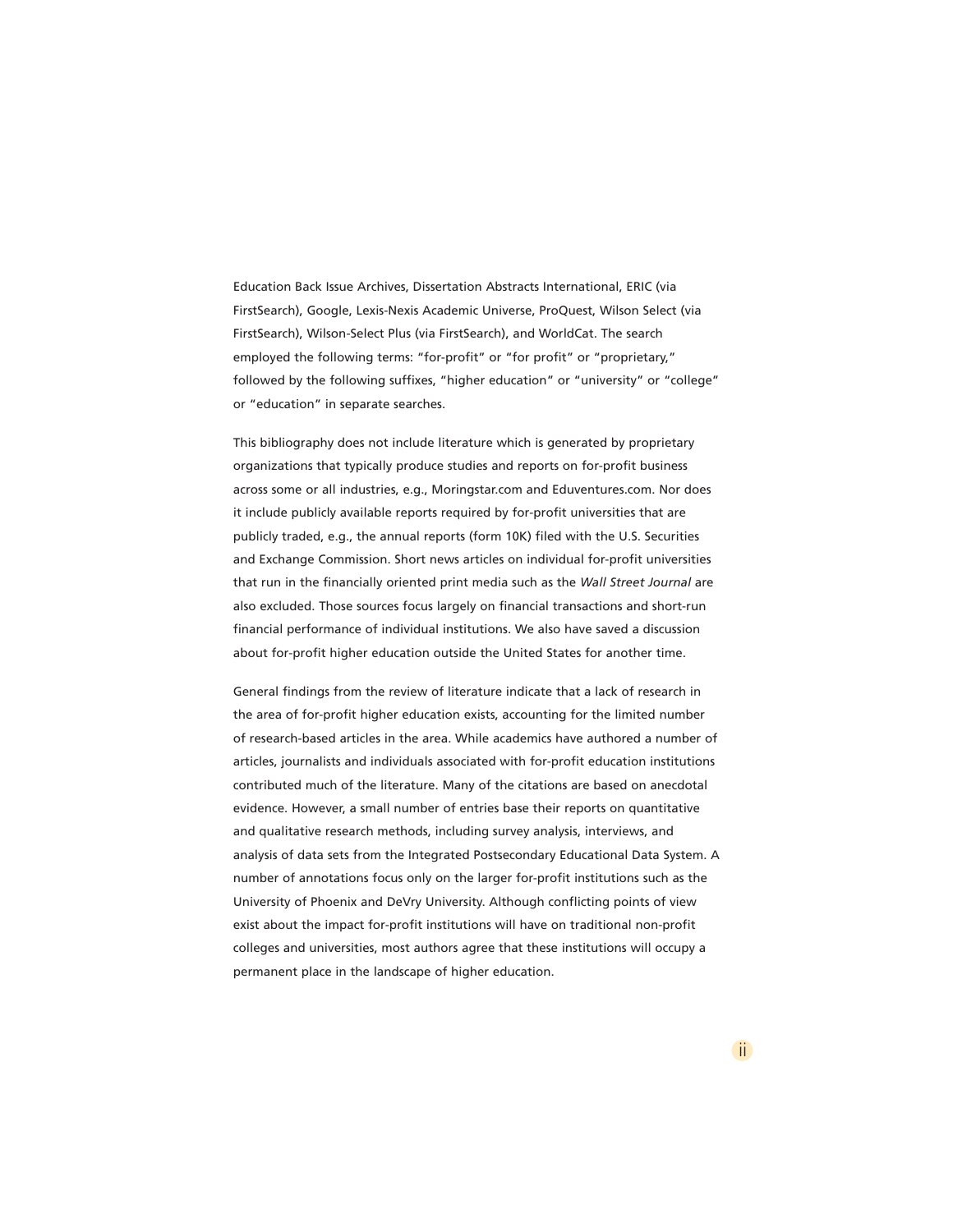Education Back Issue Archives, Dissertation Abstracts International, ERIC (via FirstSearch), Google, Lexis-Nexis Academic Universe, ProQuest, Wilson Select (via FirstSearch), Wilson-Select Plus (via FirstSearch), and WorldCat. The search employed the following terms: "for-profit" or "for profit" or "proprietary," followed by the following suffixes, "higher education" or "university" or "college" or "education" in separate searches.

This bibliography does not include literature which is generated by proprietary organizations that typically produce studies and reports on for-profit business across some or all industries, e.g., Moringstar.com and Eduventures.com. Nor does it include publicly available reports required by for-profit universities that are publicly traded, e.g., the annual reports (form 10K) filed with the U.S. Securities and Exchange Commission. Short news articles on individual for-profit universities that run in the financially oriented print media such as the *Wall Street Journal* are also excluded. Those sources focus largely on financial transactions and short-run financial performance of individual institutions. We also have saved a discussion about for-profit higher education outside the United States for another time.

General findings from the review of literature indicate that a lack of research in the area of for-profit higher education exists, accounting for the limited number of research-based articles in the area. While academics have authored a number of articles, journalists and individuals associated with for-profit education institutions contributed much of the literature. Many of the citations are based on anecdotal evidence. However, a small number of entries base their reports on quantitative and qualitative research methods, including survey analysis, interviews, and analysis of data sets from the Integrated Postsecondary Educational Data System. A number of annotations focus only on the larger for-profit institutions such as the University of Phoenix and DeVry University. Although conflicting points of view exist about the impact for-profit institutions will have on traditional non-profit colleges and universities, most authors agree that these institutions will occupy a permanent place in the landscape of higher education.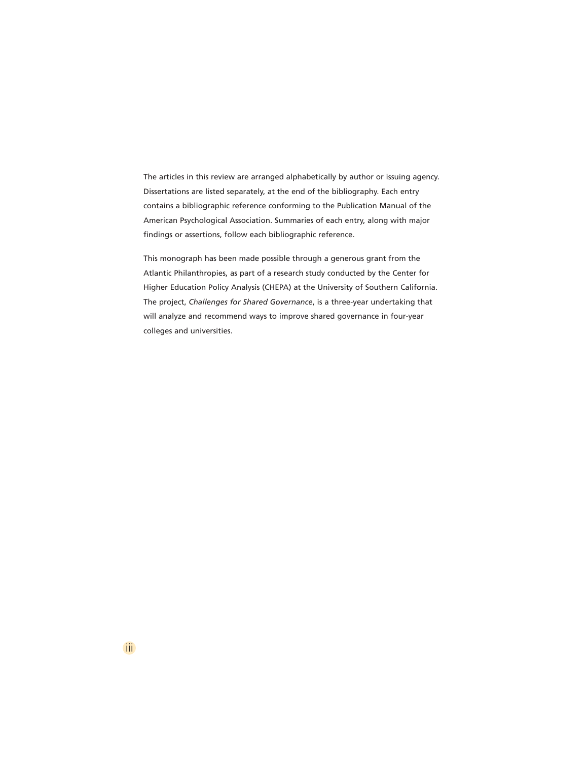The articles in this review are arranged alphabetically by author or issuing agency. Dissertations are listed separately, at the end of the bibliography. Each entry contains a bibliographic reference conforming to the Publication Manual of the American Psychological Association. Summaries of each entry, along with major findings or assertions, follow each bibliographic reference.

This monograph has been made possible through a generous grant from the Atlantic Philanthropies, as part of a research study conducted by the Center for Higher Education Policy Analysis (CHEPA) at the University of Southern California. The project, *Challenges for Shared Governance*, is a three-year undertaking that will analyze and recommend ways to improve shared governance in four-year colleges and universities.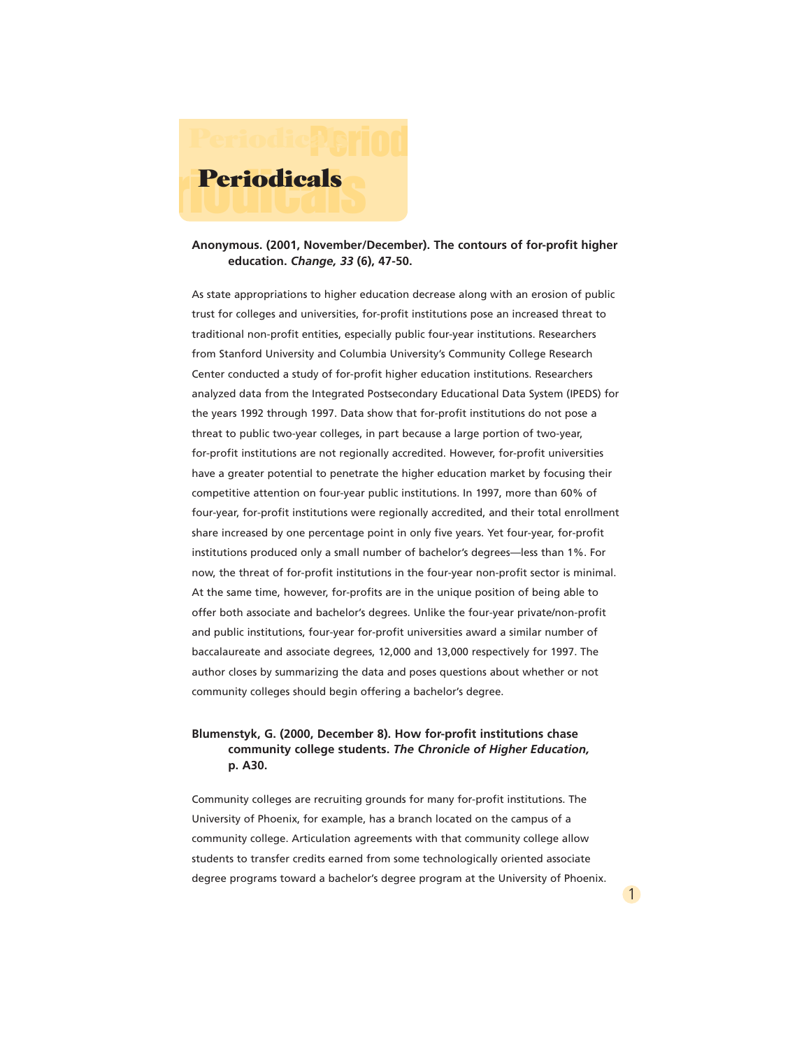# Periodicals

**Anonymous. (2001, November/December). The contours of for-profit higher education. *Change, 33* (6), 47-50.**

As state appropriations to higher education decrease along with an erosion of public trust for colleges and universities, for-profit institutions pose an increased threat to traditional non-profit entities, especially public four-year institutions. Researchers from Stanford University and Columbia University's Community College Research Center conducted a study of for-profit higher education institutions. Researchers analyzed data from the Integrated Postsecondary Educational Data System (IPEDS) for the years 1992 through 1997. Data show that for-profit institutions do not pose a threat to public two-year colleges, in part because a large portion of two-year, for-profit institutions are not regionally accredited. However, for-profit universities have a greater potential to penetrate the higher education market by focusing their competitive attention on four-year public institutions. In 1997, more than 60% of four-year, for-profit institutions were regionally accredited, and their total enrollment share increased by one percentage point in only five years. Yet four-year, for-profit institutions produced only a small number of bachelor's degrees—less than 1%. For now, the threat of for-profit institutions in the four-year non-profit sector is minimal. At the same time, however, for-profits are in the unique position of being able to offer both associate and bachelor's degrees. Unlike the four-year private/non-profit and public institutions, four-year for-profit universities award a similar number of baccalaureate and associate degrees, 12,000 and 13,000 respectively for 1997. The author closes by summarizing the data and poses questions about whether or not community colleges should begin offering a bachelor's degree.

**Blumenstyk, G. (2000, December 8). How for-profit institutions chase community college students. *The Chronicle of Higher Education,* p. A30.**

Community colleges are recruiting grounds for many for-profit institutions. The University of Phoenix, for example, has a branch located on the campus of a community college. Articulation agreements with that community college allow students to transfer credits earned from some technologically oriented associate degree programs toward a bachelor's degree program at the University of Phoenix.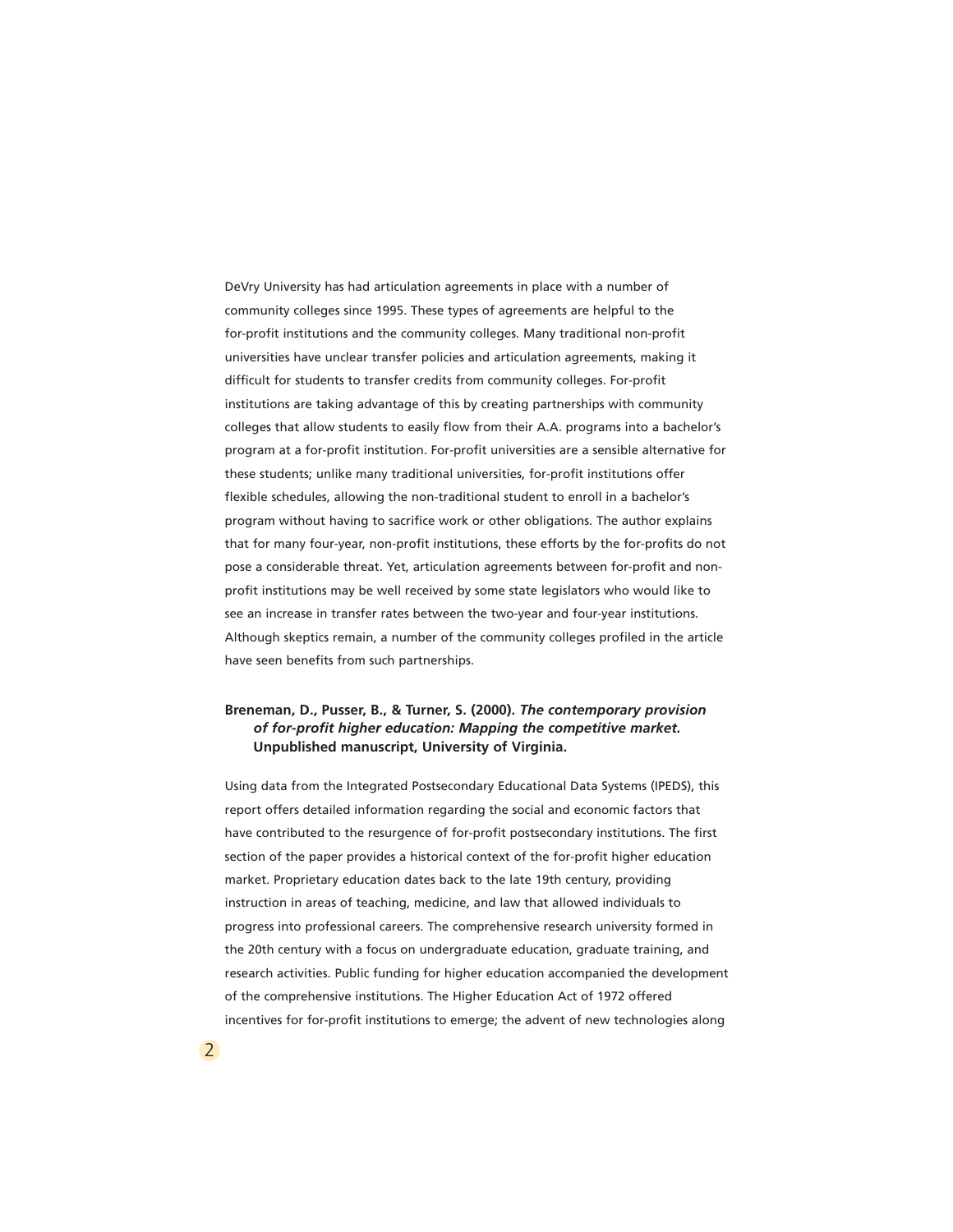DeVry University has had articulation agreements in place with a number of community colleges since 1995. These types of agreements are helpful to the for-profit institutions and the community colleges. Many traditional non-profit universities have unclear transfer policies and articulation agreements, making it difficult for students to transfer credits from community colleges. For-profit institutions are taking advantage of this by creating partnerships with community colleges that allow students to easily flow from their A.A. programs into a bachelor's program at a for-profit institution. For-profit universities are a sensible alternative for these students; unlike many traditional universities, for-profit institutions offer flexible schedules, allowing the non-traditional student to enroll in a bachelor's program without having to sacrifice work or other obligations. The author explains that for many four-year, non-profit institutions, these efforts by the for-profits do not pose a considerable threat. Yet, articulation agreements between for-profit and non-profit institutions may be well received by some state legislators who would like to see an increase in transfer rates between the two-year and four-year institutions. Although skeptics remain, a number of the community colleges profiled in the article have seen benefits from such partnerships.

**Breneman, D., Pusser, B., & Turner, S. (2000).** ***The contemporary provision of for-profit higher education: Mapping the competitive market.*** **Unpublished manuscript, University of Virginia.**

Using data from the Integrated Postsecondary Educational Data Systems (IPEDS), this report offers detailed information regarding the social and economic factors that have contributed to the resurgence of for-profit postsecondary institutions. The first section of the paper provides a historical context of the for-profit higher education market. Proprietary education dates back to the late 19th century, providing instruction in areas of teaching, medicine, and law that allowed individuals to progress into professional careers. The comprehensive research university formed in the 20th century with a focus on undergraduate education, graduate training, and research activities. Public funding for higher education accompanied the development of the comprehensive institutions. The Higher Education Act of 1972 offered incentives for for-profit institutions to emerge; the advent of new technologies along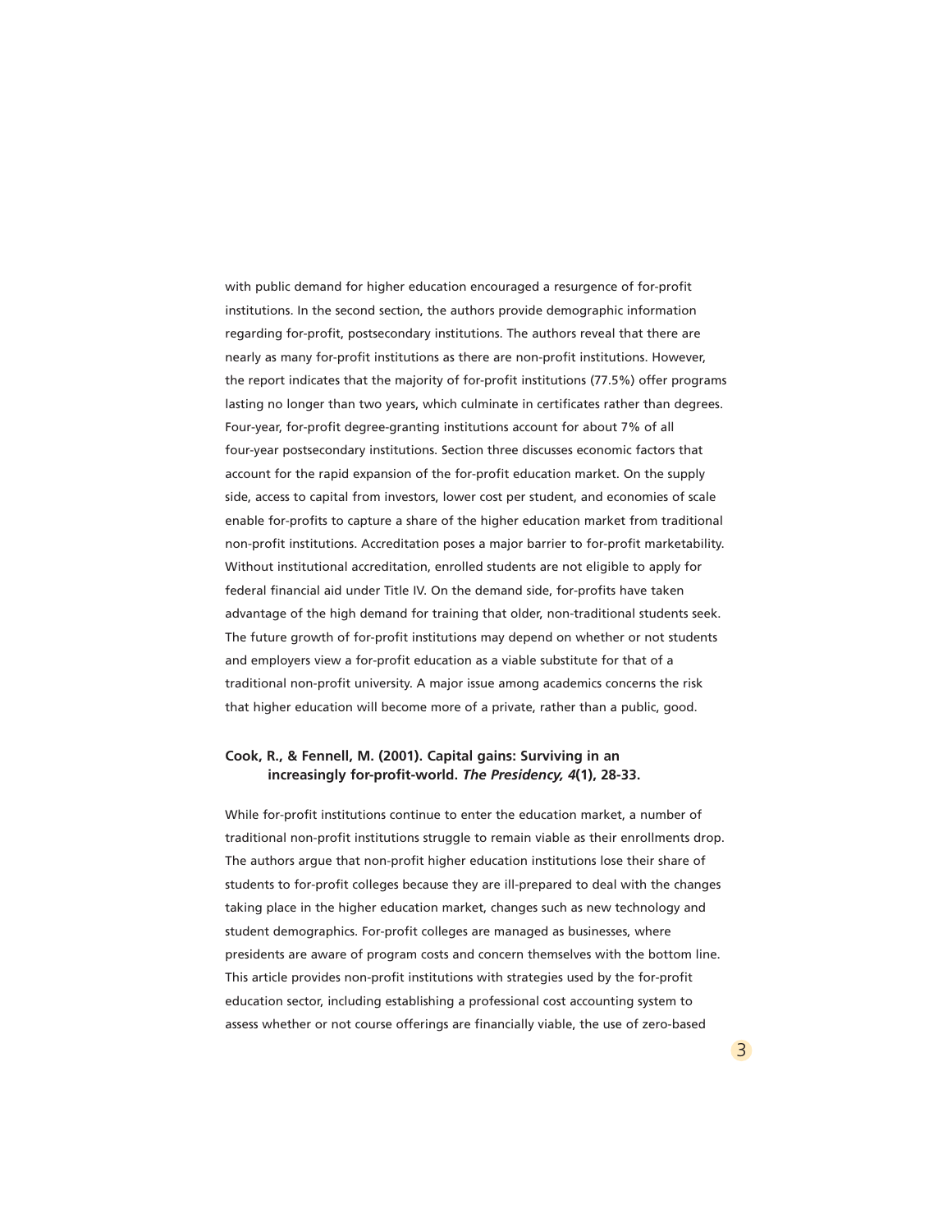with public demand for higher education encouraged a resurgence of for-profit institutions. In the second section, the authors provide demographic information regarding for-profit, postsecondary institutions. The authors reveal that there are nearly as many for-profit institutions as there are non-profit institutions. However, the report indicates that the majority of for-profit institutions (77.5%) offer programs lasting no longer than two years, which culminate in certificates rather than degrees. Four-year, for-profit degree-granting institutions account for about 7% of all four-year postsecondary institutions. Section three discusses economic factors that account for the rapid expansion of the for-profit education market. On the supply side, access to capital from investors, lower cost per student, and economies of scale enable for-profits to capture a share of the higher education market from traditional non-profit institutions. Accreditation poses a major barrier to for-profit marketability. Without institutional accreditation, enrolled students are not eligible to apply for federal financial aid under Title IV. On the demand side, for-profits have taken advantage of the high demand for training that older, non-traditional students seek. The future growth of for-profit institutions may depend on whether or not students and employers view a for-profit education as a viable substitute for that of a traditional non-profit university. A major issue among academics concerns the risk that higher education will become more of a private, rather than a public, good.

**Cook, R., & Fennell, M. (2001). Capital gains: Surviving in an increasingly for-profit-world. *The Presidency, 4*(1), 28-33.**

While for-profit institutions continue to enter the education market, a number of traditional non-profit institutions struggle to remain viable as their enrollments drop. The authors argue that non-profit higher education institutions lose their share of students to for-profit colleges because they are ill-prepared to deal with the changes taking place in the higher education market, changes such as new technology and student demographics. For-profit colleges are managed as businesses, where presidents are aware of program costs and concern themselves with the bottom line. This article provides non-profit institutions with strategies used by the for-profit education sector, including establishing a professional cost accounting system to assess whether or not course offerings are financially viable, the use of zero-based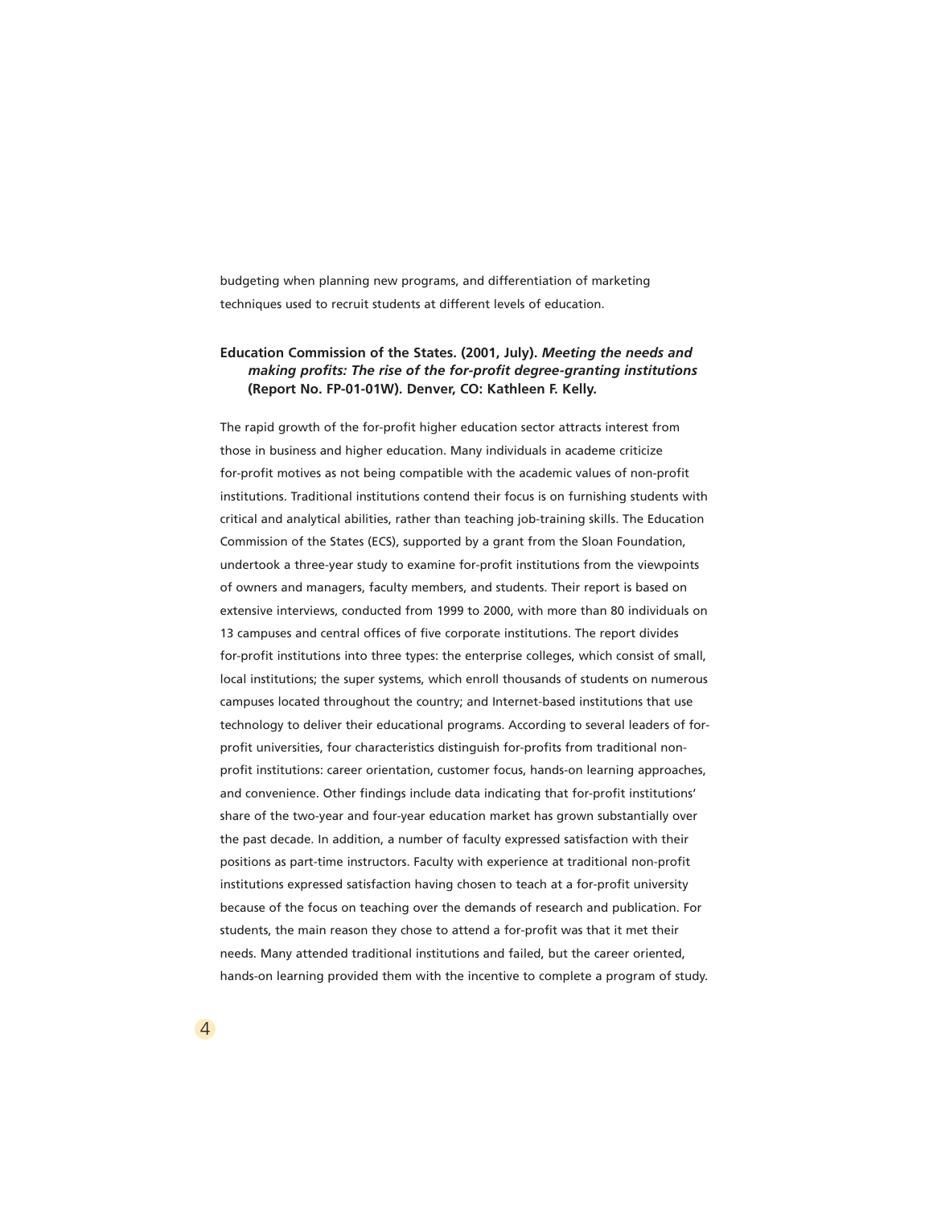budgeting when planning new programs, and differentiation of marketing techniques used to recruit students at different levels of education.

**Education Commission of the States. (2001, July).** ***Meeting the needs and making profits: The rise of the for-profit degree-granting institutions*** **(Report No. FP-01-01W). Denver, CO: Kathleen F. Kelly.**

The rapid growth of the for-profit higher education sector attracts interest from those in business and higher education. Many individuals in academe criticize for-profit motives as not being compatible with the academic values of non-profit institutions. Traditional institutions contend their focus is on furnishing students with critical and analytical abilities, rather than teaching job-training skills. The Education Commission of the States (ECS), supported by a grant from the Sloan Foundation, undertook a three-year study to examine for-profit institutions from the viewpoints of owners and managers, faculty members, and students. Their report is based on extensive interviews, conducted from 1999 to 2000, with more than 80 individuals on 13 campuses and central offices of five corporate institutions. The report divides for-profit institutions into three types: the enterprise colleges, which consist of small, local institutions; the super systems, which enroll thousands of students on numerous campuses located throughout the country; and Internet-based institutions that use technology to deliver their educational programs. According to several leaders of for-profit universities, four characteristics distinguish for-profits from traditional non-profit institutions: career orientation, customer focus, hands-on learning approaches, and convenience. Other findings include data indicating that for-profit institutions' share of the two-year and four-year education market has grown substantially over the past decade. In addition, a number of faculty expressed satisfaction with their positions as part-time instructors. Faculty with experience at traditional non-profit institutions expressed satisfaction having chosen to teach at a for-profit university because of the focus on teaching over the demands of research and publication. For students, the main reason they chose to attend a for-profit was that it met their needs. Many attended traditional institutions and failed, but the career oriented, hands-on learning provided them with the incentive to complete a program of study.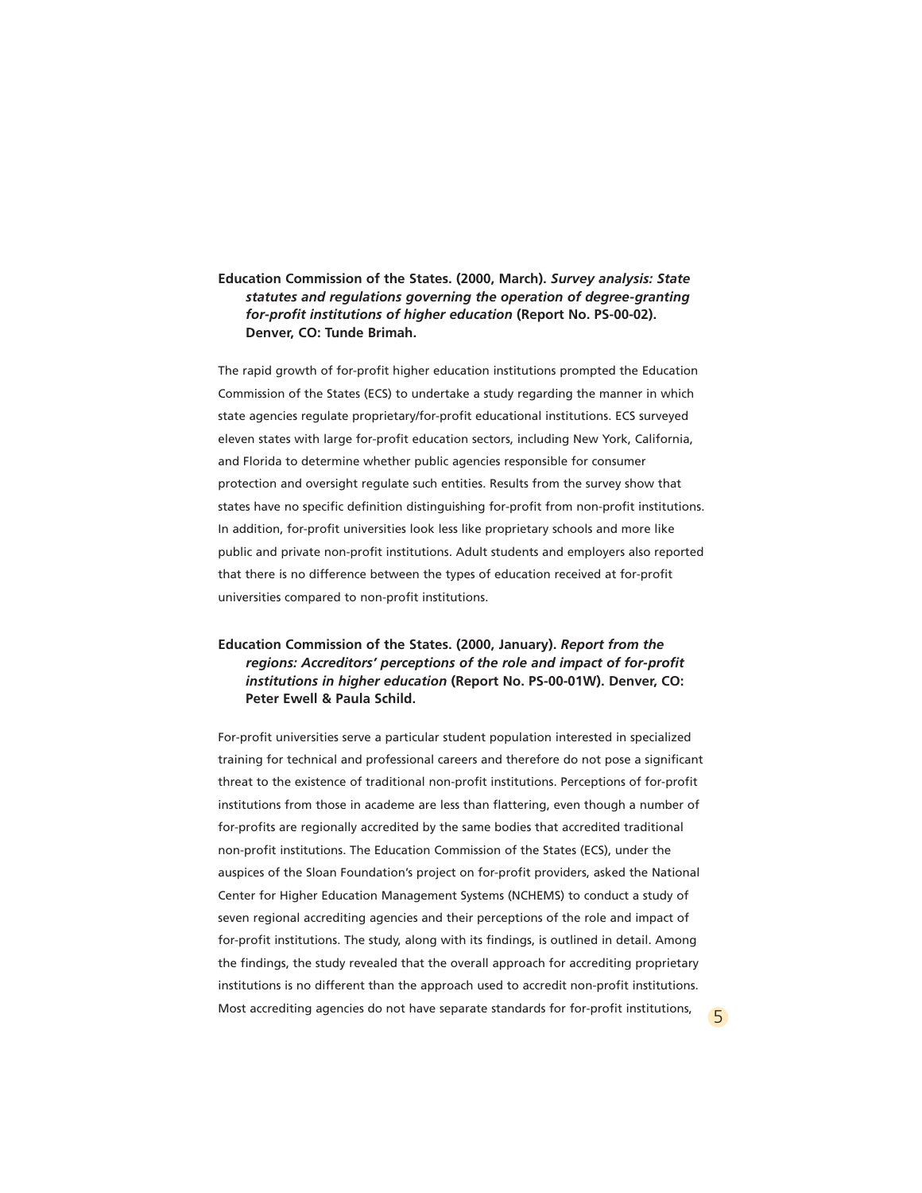**Education Commission of the States. (2000, March).** ***Survey analysis: State statutes and regulations governing the operation of degree-granting for-profit institutions of higher education*** **(Report No. PS-00-02). Denver, CO: Tunde Brimah.**

The rapid growth of for-profit higher education institutions prompted the Education Commission of the States (ECS) to undertake a study regarding the manner in which state agencies regulate proprietary/for-profit educational institutions. ECS surveyed eleven states with large for-profit education sectors, including New York, California, and Florida to determine whether public agencies responsible for consumer protection and oversight regulate such entities. Results from the survey show that states have no specific definition distinguishing for-profit from non-profit institutions. In addition, for-profit universities look less like proprietary schools and more like public and private non-profit institutions. Adult students and employers also reported that there is no difference between the types of education received at for-profit universities compared to non-profit institutions.

**Education Commission of the States. (2000, January).** ***Report from the regions: Accreditors' perceptions of the role and impact of for-profit institutions in higher education*** **(Report No. PS-00-01W). Denver, CO: Peter Ewell & Paula Schild.**

For-profit universities serve a particular student population interested in specialized training for technical and professional careers and therefore do not pose a significant threat to the existence of traditional non-profit institutions. Perceptions of for-profit institutions from those in academe are less than flattering, even though a number of for-profits are regionally accredited by the same bodies that accredited traditional non-profit institutions. The Education Commission of the States (ECS), under the auspices of the Sloan Foundation's project on for-profit providers, asked the National Center for Higher Education Management Systems (NCHEMS) to conduct a study of seven regional accrediting agencies and their perceptions of the role and impact of for-profit institutions. The study, along with its findings, is outlined in detail. Among the findings, the study revealed that the overall approach for accrediting proprietary institutions is no different than the approach used to accredit non-profit institutions. Most accrediting agencies do not have separate standards for for-profit institutions,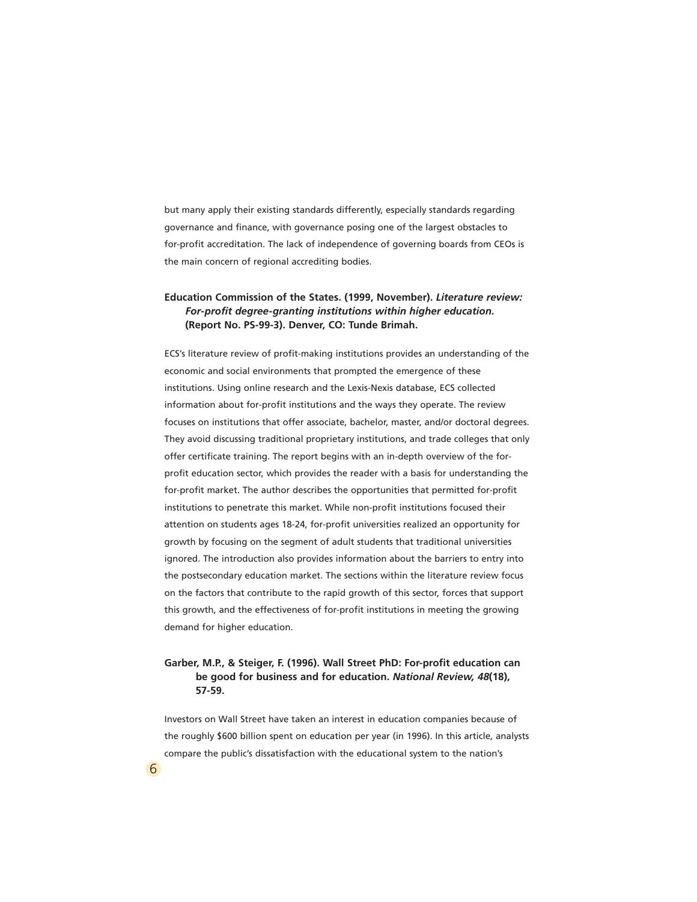but many apply their existing standards differently, especially standards regarding governance and finance, with governance posing one of the largest obstacles to for-profit accreditation. The lack of independence of governing boards from CEOs is the main concern of regional accrediting bodies.

**Education Commission of the States. (1999, November). *Literature review: For-profit degree-granting institutions within higher education.* (Report No. PS-99-3). Denver, CO: Tunde Brimah.**

ECS's literature review of profit-making institutions provides an understanding of the economic and social environments that prompted the emergence of these institutions. Using online research and the Lexis-Nexis database, ECS collected information about for-profit institutions and the ways they operate. The review focuses on institutions that offer associate, bachelor, master, and/or doctoral degrees. They avoid discussing traditional proprietary institutions, and trade colleges that only offer certificate training. The report begins with an in-depth overview of the for-profit education sector, which provides the reader with a basis for understanding the for-profit market. The author describes the opportunities that permitted for-profit institutions to penetrate this market. While non-profit institutions focused their attention on students ages 18-24, for-profit universities realized an opportunity for growth by focusing on the segment of adult students that traditional universities ignored. The introduction also provides information about the barriers to entry into the postsecondary education market. The sections within the literature review focus on the factors that contribute to the rapid growth of this sector, forces that support this growth, and the effectiveness of for-profit institutions in meeting the growing demand for higher education.

**Garber, M.P., & Steiger, F. (1996). Wall Street PhD: For-profit education can be good for business and for education. *National Review, 48*(18), 57-59.**

Investors on Wall Street have taken an interest in education companies because of the roughly $600 billion spent on education per year (in 1996). In this article, analysts compare the public's dissatisfaction with the educational system to the nation's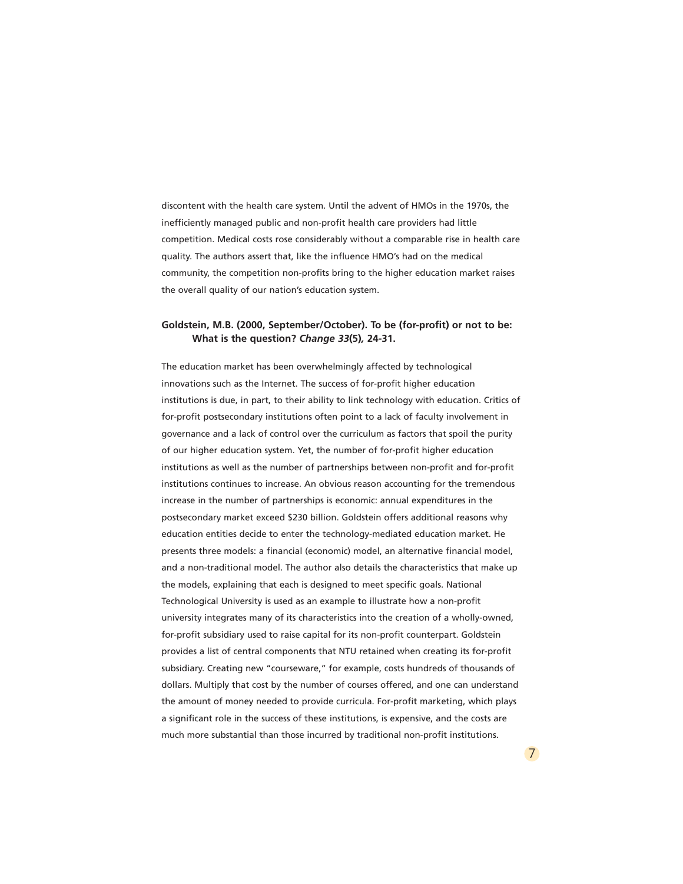discontent with the health care system. Until the advent of HMOs in the 1970s, the inefficiently managed public and non-profit health care providers had little competition. Medical costs rose considerably without a comparable rise in health care quality. The authors assert that, like the influence HMO's had on the medical community, the competition non-profits bring to the higher education market raises the overall quality of our nation's education system.

**Goldstein, M.B. (2000, September/October). To be (for-profit) or not to be: What is the question? *Change 33*(5), 24-31.**

The education market has been overwhelmingly affected by technological innovations such as the Internet. The success of for-profit higher education institutions is due, in part, to their ability to link technology with education. Critics of for-profit postsecondary institutions often point to a lack of faculty involvement in governance and a lack of control over the curriculum as factors that spoil the purity of our higher education system. Yet, the number of for-profit higher education institutions as well as the number of partnerships between non-profit and for-profit institutions continues to increase. An obvious reason accounting for the tremendous increase in the number of partnerships is economic: annual expenditures in the postsecondary market exceed $230 billion. Goldstein offers additional reasons why education entities decide to enter the technology-mediated education market. He presents three models: a financial (economic) model, an alternative financial model, and a non-traditional model. The author also details the characteristics that make up the models, explaining that each is designed to meet specific goals. National Technological University is used as an example to illustrate how a non-profit university integrates many of its characteristics into the creation of a wholly-owned, for-profit subsidiary used to raise capital for its non-profit counterpart. Goldstein provides a list of central components that NTU retained when creating its for-profit subsidiary. Creating new "courseware," for example, costs hundreds of thousands of dollars. Multiply that cost by the number of courses offered, and one can understand the amount of money needed to provide curricula. For-profit marketing, which plays a significant role in the success of these institutions, is expensive, and the costs are much more substantial than those incurred by traditional non-profit institutions.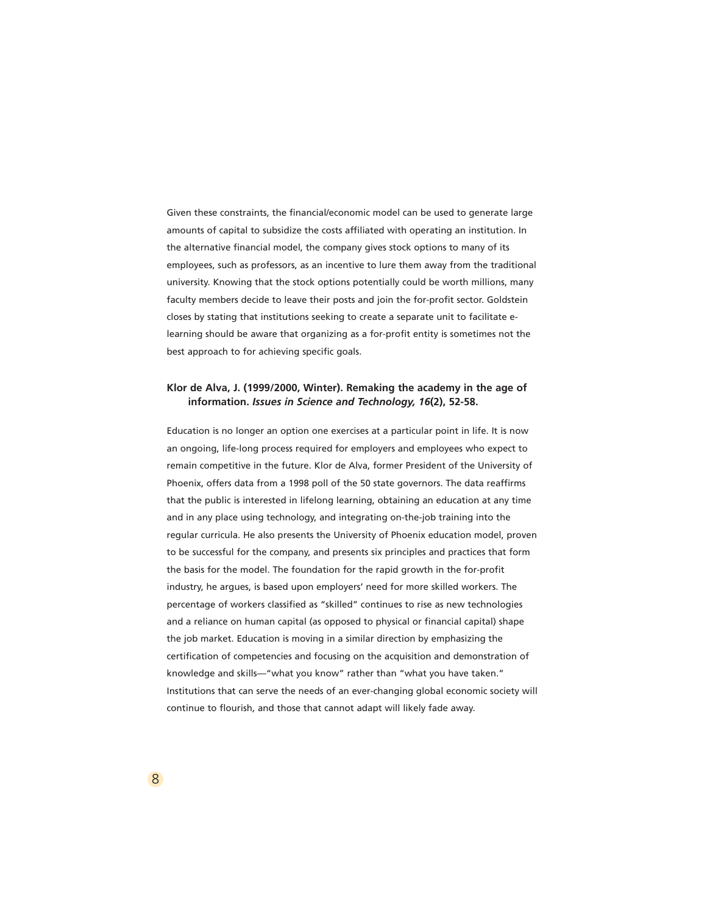Given these constraints, the financial/economic model can be used to generate large amounts of capital to subsidize the costs affiliated with operating an institution. In the alternative financial model, the company gives stock options to many of its employees, such as professors, as an incentive to lure them away from the traditional university. Knowing that the stock options potentially could be worth millions, many faculty members decide to leave their posts and join the for-profit sector. Goldstein closes by stating that institutions seeking to create a separate unit to facilitate e-learning should be aware that organizing as a for-profit entity is sometimes not the best approach to for achieving specific goals.

**Klor de Alva, J. (1999/2000, Winter). Remaking the academy in the age of information. *Issues in Science and Technology, 16*(2), 52-58.**

Education is no longer an option one exercises at a particular point in life. It is now an ongoing, life-long process required for employers and employees who expect to remain competitive in the future. Klor de Alva, former President of the University of Phoenix, offers data from a 1998 poll of the 50 state governors. The data reaffirms that the public is interested in lifelong learning, obtaining an education at any time and in any place using technology, and integrating on-the-job training into the regular curricula. He also presents the University of Phoenix education model, proven to be successful for the company, and presents six principles and practices that form the basis for the model. The foundation for the rapid growth in the for-profit industry, he argues, is based upon employers' need for more skilled workers. The percentage of workers classified as "skilled" continues to rise as new technologies and a reliance on human capital (as opposed to physical or financial capital) shape the job market. Education is moving in a similar direction by emphasizing the certification of competencies and focusing on the acquisition and demonstration of knowledge and skills—"what you know" rather than "what you have taken." Institutions that can serve the needs of an ever-changing global economic society will continue to flourish, and those that cannot adapt will likely fade away.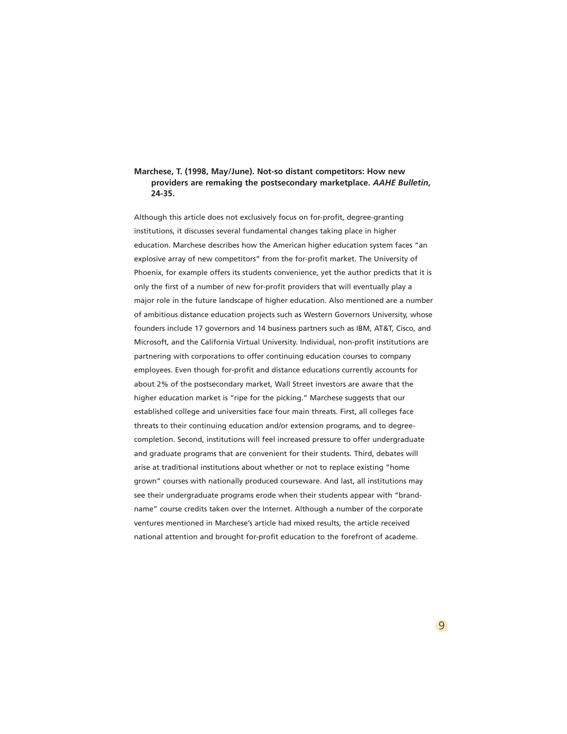**Marchese, T. (1998, May/June). Not-so distant competitors: How new providers are remaking the postsecondary marketplace. *AAHE Bulletin*, 24-35.**

Although this article does not exclusively focus on for-profit, degree-granting institutions, it discusses several fundamental changes taking place in higher education. Marchese describes how the American higher education system faces "an explosive array of new competitors" from the for-profit market. The University of Phoenix, for example offers its students convenience, yet the author predicts that it is only the first of a number of new for-profit providers that will eventually play a major role in the future landscape of higher education. Also mentioned are a number of ambitious distance education projects such as Western Governors University, whose founders include 17 governors and 14 business partners such as IBM, AT&T, Cisco, and Microsoft, and the California Virtual University. Individual, non-profit institutions are partnering with corporations to offer continuing education courses to company employees. Even though for-profit and distance educations currently accounts for about 2% of the postsecondary market, Wall Street investors are aware that the higher education market is "ripe for the picking." Marchese suggests that our established college and universities face four main threats. First, all colleges face threats to their continuing education and/or extension programs, and to degree-completion. Second, institutions will feel increased pressure to offer undergraduate and graduate programs that are convenient for their students. Third, debates will arise at traditional institutions about whether or not to replace existing "home grown" courses with nationally produced courseware. And last, all institutions may see their undergraduate programs erode when their students appear with "brand-name" course credits taken over the Internet. Although a number of the corporate ventures mentioned in Marchese's article had mixed results, the article received national attention and brought for-profit education to the forefront of academe.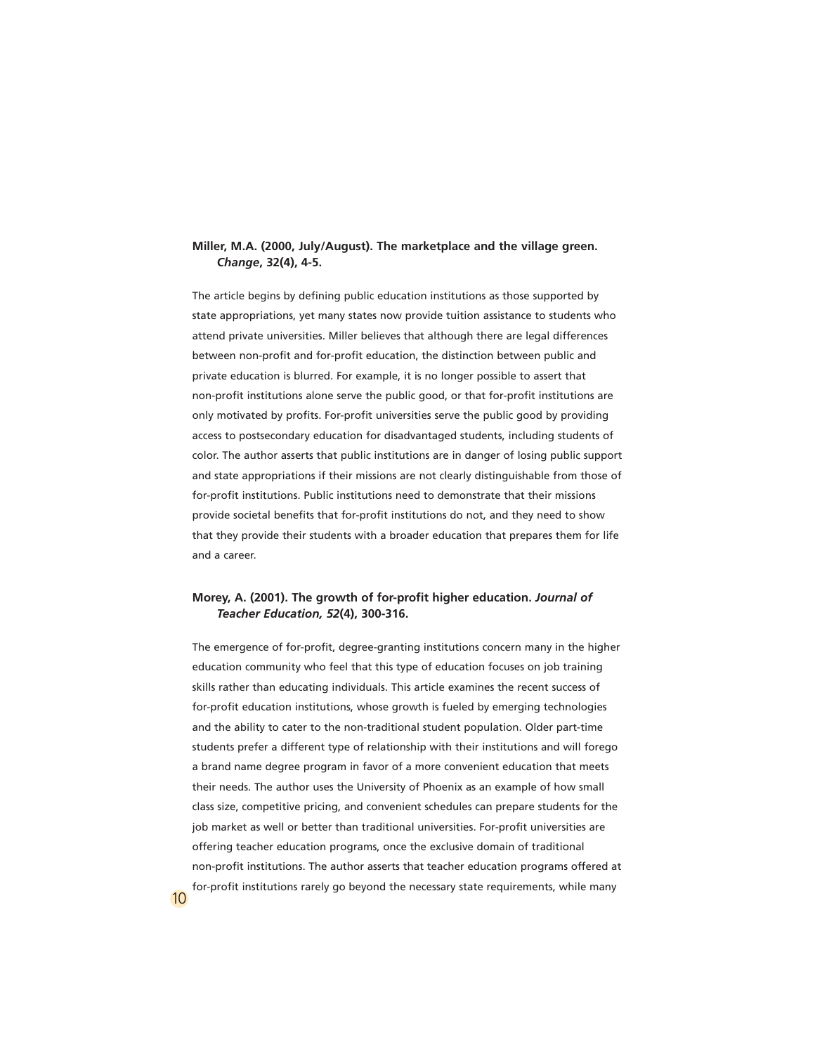**Miller, M.A. (2000, July/August). The marketplace and the village green. *Change*, 32(4), 4-5.**

The article begins by defining public education institutions as those supported by state appropriations, yet many states now provide tuition assistance to students who attend private universities. Miller believes that although there are legal differences between non-profit and for-profit education, the distinction between public and private education is blurred. For example, it is no longer possible to assert that non-profit institutions alone serve the public good, or that for-profit institutions are only motivated by profits. For-profit universities serve the public good by providing access to postsecondary education for disadvantaged students, including students of color. The author asserts that public institutions are in danger of losing public support and state appropriations if their missions are not clearly distinguishable from those of for-profit institutions. Public institutions need to demonstrate that their missions provide societal benefits that for-profit institutions do not, and they need to show that they provide their students with a broader education that prepares them for life and a career.

**Morey, A. (2001). The growth of for-profit higher education. *Journal of Teacher Education, 52*(4), 300-316.**

The emergence of for-profit, degree-granting institutions concern many in the higher education community who feel that this type of education focuses on job training skills rather than educating individuals. This article examines the recent success of for-profit education institutions, whose growth is fueled by emerging technologies and the ability to cater to the non-traditional student population. Older part-time students prefer a different type of relationship with their institutions and will forego a brand name degree program in favor of a more convenient education that meets their needs. The author uses the University of Phoenix as an example of how small class size, competitive pricing, and convenient schedules can prepare students for the job market as well or better than traditional universities. For-profit universities are offering teacher education programs, once the exclusive domain of traditional non-profit institutions. The author asserts that teacher education programs offered at for-profit institutions rarely go beyond the necessary state requirements, while many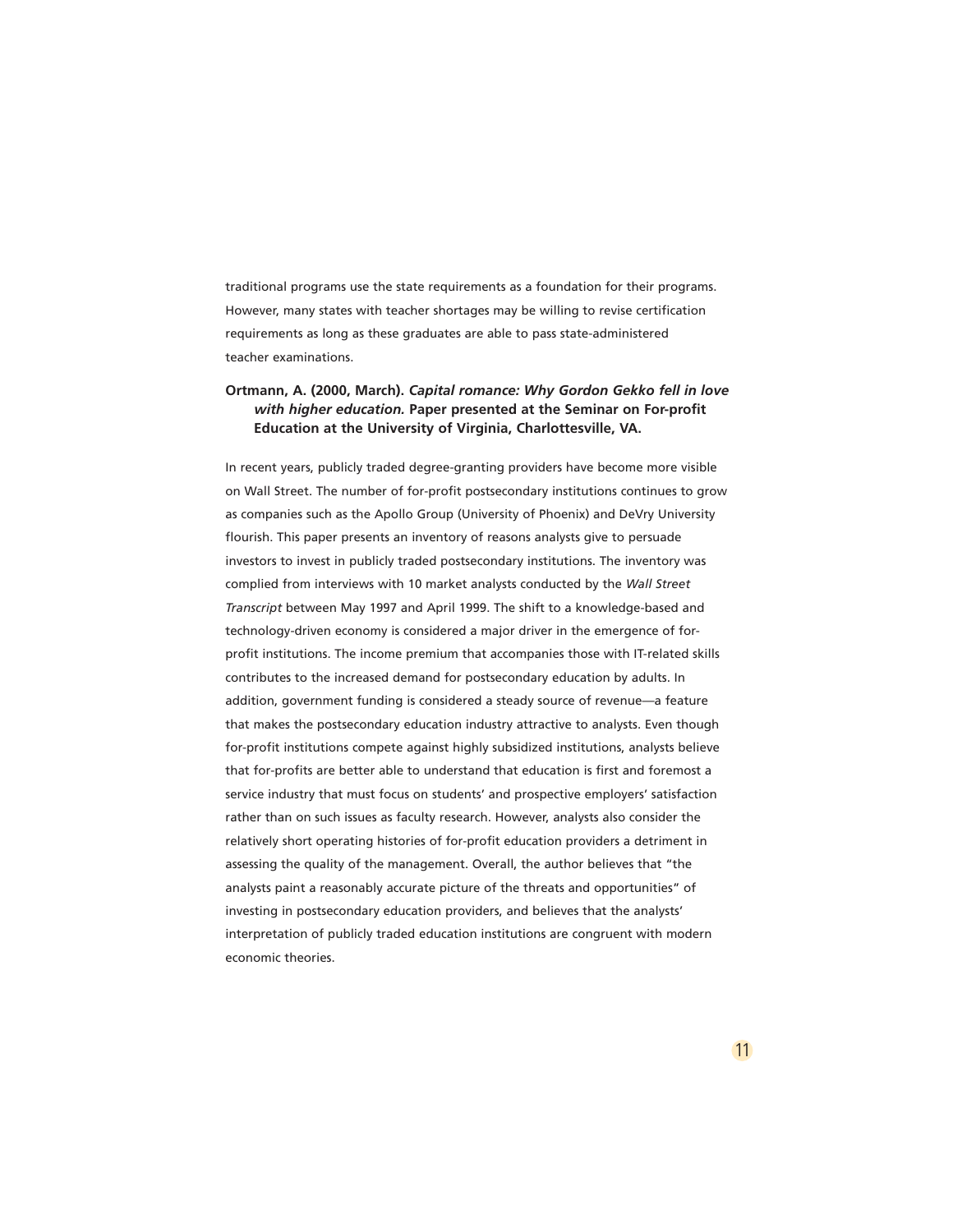traditional programs use the state requirements as a foundation for their programs. However, many states with teacher shortages may be willing to revise certification requirements as long as these graduates are able to pass state-administered teacher examinations.

**Ortmann, A. (2000, March).** ***Capital romance: Why Gordon Gekko fell in love with higher education.*** **Paper presented at the Seminar on For-profit Education at the University of Virginia, Charlottesville, VA.**

In recent years, publicly traded degree-granting providers have become more visible on Wall Street. The number of for-profit postsecondary institutions continues to grow as companies such as the Apollo Group (University of Phoenix) and DeVry University flourish. This paper presents an inventory of reasons analysts give to persuade investors to invest in publicly traded postsecondary institutions. The inventory was complied from interviews with 10 market analysts conducted by the *Wall Street Transcript* between May 1997 and April 1999. The shift to a knowledge-based and technology-driven economy is considered a major driver in the emergence of for-profit institutions. The income premium that accompanies those with IT-related skills contributes to the increased demand for postsecondary education by adults. In addition, government funding is considered a steady source of revenue—a feature that makes the postsecondary education industry attractive to analysts. Even though for-profit institutions compete against highly subsidized institutions, analysts believe that for-profits are better able to understand that education is first and foremost a service industry that must focus on students' and prospective employers' satisfaction rather than on such issues as faculty research. However, analysts also consider the relatively short operating histories of for-profit education providers a detriment in assessing the quality of the management. Overall, the author believes that "the analysts paint a reasonably accurate picture of the threats and opportunities" of investing in postsecondary education providers, and believes that the analysts' interpretation of publicly traded education institutions are congruent with modern economic theories.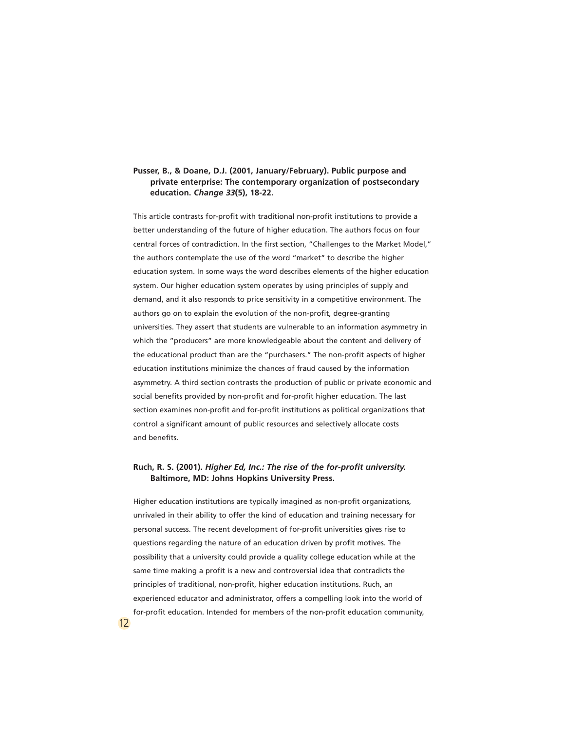**Pusser, B., & Doane, D.J. (2001, January/February). Public purpose and private enterprise: The contemporary organization of postsecondary education. *Change 33*(5), 18-22.**

This article contrasts for-profit with traditional non-profit institutions to provide a better understanding of the future of higher education. The authors focus on four central forces of contradiction. In the first section, "Challenges to the Market Model," the authors contemplate the use of the word "market" to describe the higher education system. In some ways the word describes elements of the higher education system. Our higher education system operates by using principles of supply and demand, and it also responds to price sensitivity in a competitive environment. The authors go on to explain the evolution of the non-profit, degree-granting universities. They assert that students are vulnerable to an information asymmetry in which the "producers" are more knowledgeable about the content and delivery of the educational product than are the "purchasers." The non-profit aspects of higher education institutions minimize the chances of fraud caused by the information asymmetry. A third section contrasts the production of public or private economic and social benefits provided by non-profit and for-profit higher education. The last section examines non-profit and for-profit institutions as political organizations that control a significant amount of public resources and selectively allocate costs and benefits.

**Ruch, R. S. (2001). *Higher Ed, Inc.: The rise of the for-profit university.* Baltimore, MD: Johns Hopkins University Press.**

Higher education institutions are typically imagined as non-profit organizations, unrivaled in their ability to offer the kind of education and training necessary for personal success. The recent development of for-profit universities gives rise to questions regarding the nature of an education driven by profit motives. The possibility that a university could provide a quality college education while at the same time making a profit is a new and controversial idea that contradicts the principles of traditional, non-profit, higher education institutions. Ruch, an experienced educator and administrator, offers a compelling look into the world of for-profit education. Intended for members of the non-profit education community,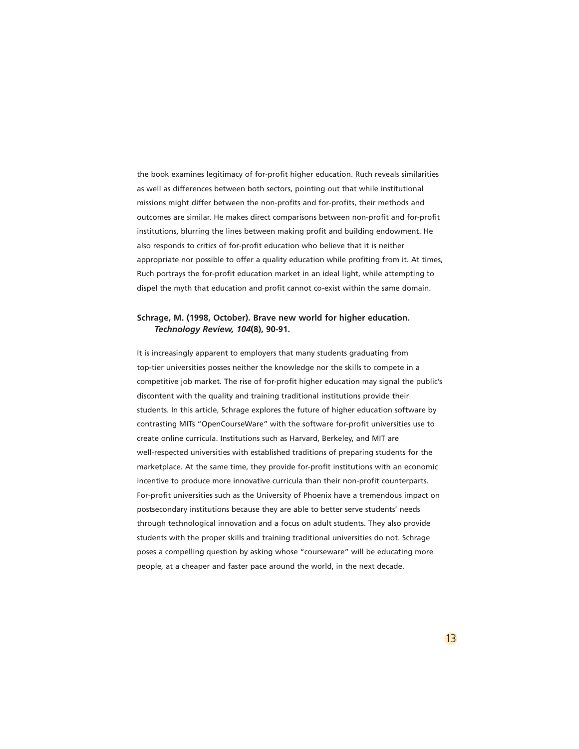the book examines legitimacy of for-profit higher education. Ruch reveals similarities as well as differences between both sectors, pointing out that while institutional missions might differ between the non-profits and for-profits, their methods and outcomes are similar. He makes direct comparisons between non-profit and for-profit institutions, blurring the lines between making profit and building endowment. He also responds to critics of for-profit education who believe that it is neither appropriate nor possible to offer a quality education while profiting from it. At times, Ruch portrays the for-profit education market in an ideal light, while attempting to dispel the myth that education and profit cannot co-exist within the same domain.

**Schrage, M. (1998, October). Brave new world for higher education. *Technology Review, 104*(8), 90-91.**

It is increasingly apparent to employers that many students graduating from top-tier universities posses neither the knowledge nor the skills to compete in a competitive job market. The rise of for-profit higher education may signal the public's discontent with the quality and training traditional institutions provide their students. In this article, Schrage explores the future of higher education software by contrasting MITs "OpenCourseWare" with the software for-profit universities use to create online curricula. Institutions such as Harvard, Berkeley, and MIT are well-respected universities with established traditions of preparing students for the marketplace. At the same time, they provide for-profit institutions with an economic incentive to produce more innovative curricula than their non-profit counterparts. For-profit universities such as the University of Phoenix have a tremendous impact on postsecondary institutions because they are able to better serve students' needs through technological innovation and a focus on adult students. They also provide students with the proper skills and training traditional universities do not. Schrage poses a compelling question by asking whose "courseware" will be educating more people, at a cheaper and faster pace around the world, in the next decade.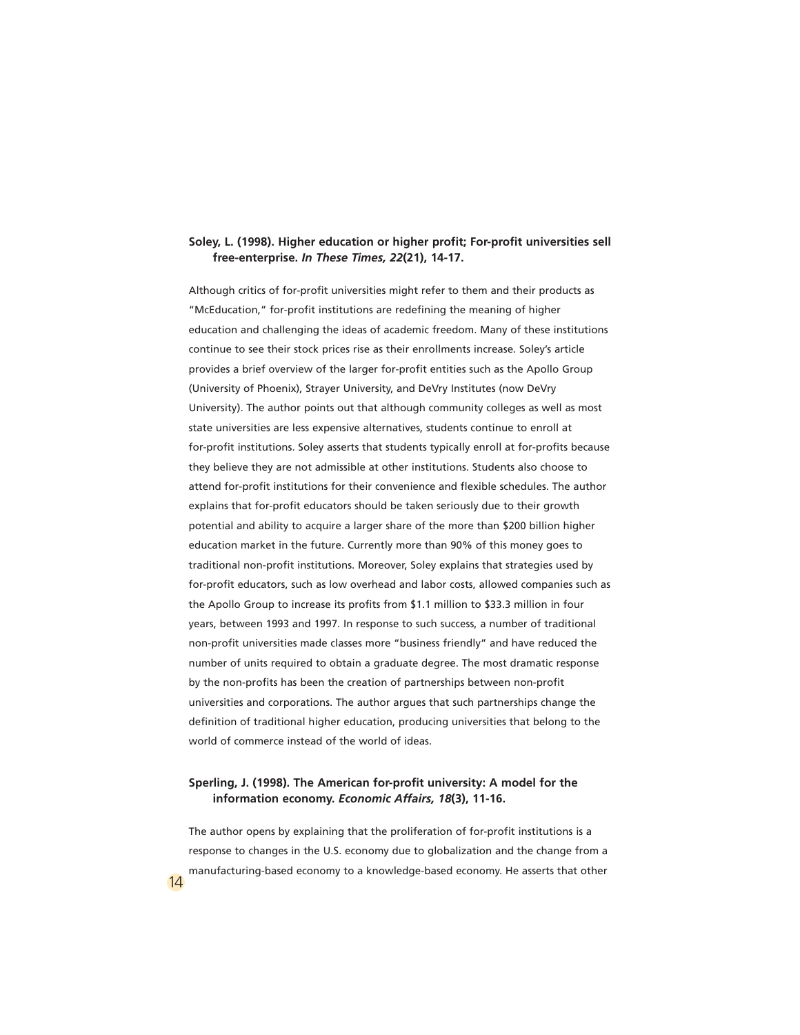**Soley, L. (1998). Higher education or higher profit; For-profit universities sell free-enterprise. *In These Times, 22*(21), 14-17.**

Although critics of for-profit universities might refer to them and their products as "McEducation," for-profit institutions are redefining the meaning of higher education and challenging the ideas of academic freedom. Many of these institutions continue to see their stock prices rise as their enrollments increase. Soley's article provides a brief overview of the larger for-profit entities such as the Apollo Group (University of Phoenix), Strayer University, and DeVry Institutes (now DeVry University). The author points out that although community colleges as well as most state universities are less expensive alternatives, students continue to enroll at for-profit institutions. Soley asserts that students typically enroll at for-profits because they believe they are not admissible at other institutions. Students also choose to attend for-profit institutions for their convenience and flexible schedules. The author explains that for-profit educators should be taken seriously due to their growth potential and ability to acquire a larger share of the more than $200 billion higher education market in the future. Currently more than 90% of this money goes to traditional non-profit institutions. Moreover, Soley explains that strategies used by for-profit educators, such as low overhead and labor costs, allowed companies such as the Apollo Group to increase its profits from $1.1 million to $33.3 million in four years, between 1993 and 1997. In response to such success, a number of traditional non-profit universities made classes more "business friendly" and have reduced the number of units required to obtain a graduate degree. The most dramatic response by the non-profits has been the creation of partnerships between non-profit universities and corporations. The author argues that such partnerships change the definition of traditional higher education, producing universities that belong to the world of commerce instead of the world of ideas.

**Sperling, J. (1998). The American for-profit university: A model for the information economy. *Economic Affairs, 18*(3), 11-16.**

The author opens by explaining that the proliferation of for-profit institutions is a response to changes in the U.S. economy due to globalization and the change from a manufacturing-based economy to a knowledge-based economy. He asserts that other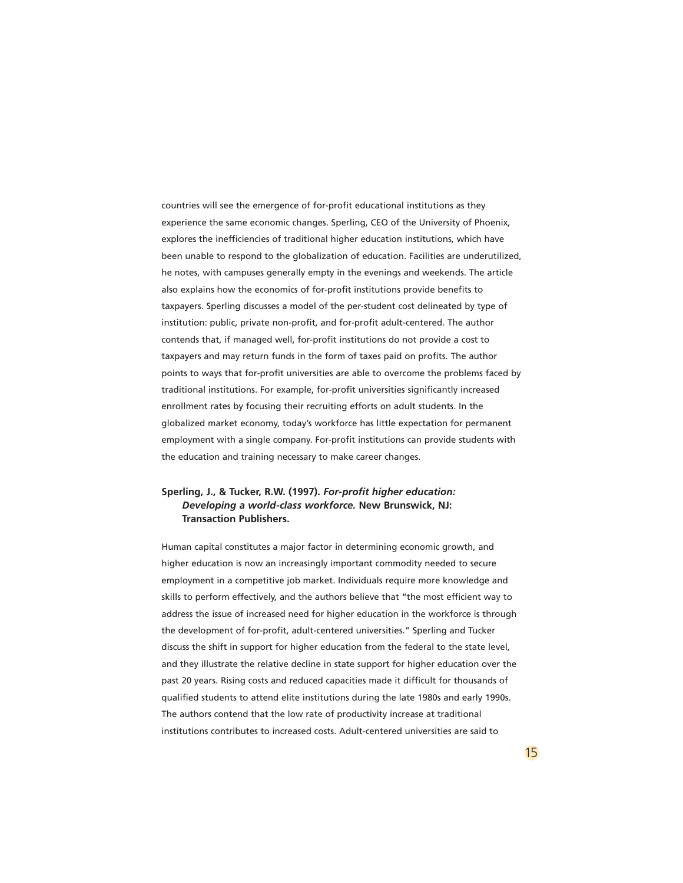countries will see the emergence of for-profit educational institutions as they experience the same economic changes. Sperling, CEO of the University of Phoenix, explores the inefficiencies of traditional higher education institutions, which have been unable to respond to the globalization of education. Facilities are underutilized, he notes, with campuses generally empty in the evenings and weekends. The article also explains how the economics of for-profit institutions provide benefits to taxpayers. Sperling discusses a model of the per-student cost delineated by type of institution: public, private non-profit, and for-profit adult-centered. The author contends that, if managed well, for-profit institutions do not provide a cost to taxpayers and may return funds in the form of taxes paid on profits. The author points to ways that for-profit universities are able to overcome the problems faced by traditional institutions. For example, for-profit universities significantly increased enrollment rates by focusing their recruiting efforts on adult students. In the globalized market economy, today's workforce has little expectation for permanent employment with a single company. For-profit institutions can provide students with the education and training necessary to make career changes.

**Sperling, J., & Tucker, R.W. (1997). *For-profit higher education: Developing a world-class workforce.* New Brunswick, NJ: Transaction Publishers.**

Human capital constitutes a major factor in determining economic growth, and higher education is now an increasingly important commodity needed to secure employment in a competitive job market. Individuals require more knowledge and skills to perform effectively, and the authors believe that "the most efficient way to address the issue of increased need for higher education in the workforce is through the development of for-profit, adult-centered universities." Sperling and Tucker discuss the shift in support for higher education from the federal to the state level, and they illustrate the relative decline in state support for higher education over the past 20 years. Rising costs and reduced capacities made it difficult for thousands of qualified students to attend elite institutions during the late 1980s and early 1990s. The authors contend that the low rate of productivity increase at traditional institutions contributes to increased costs. Adult-centered universities are said to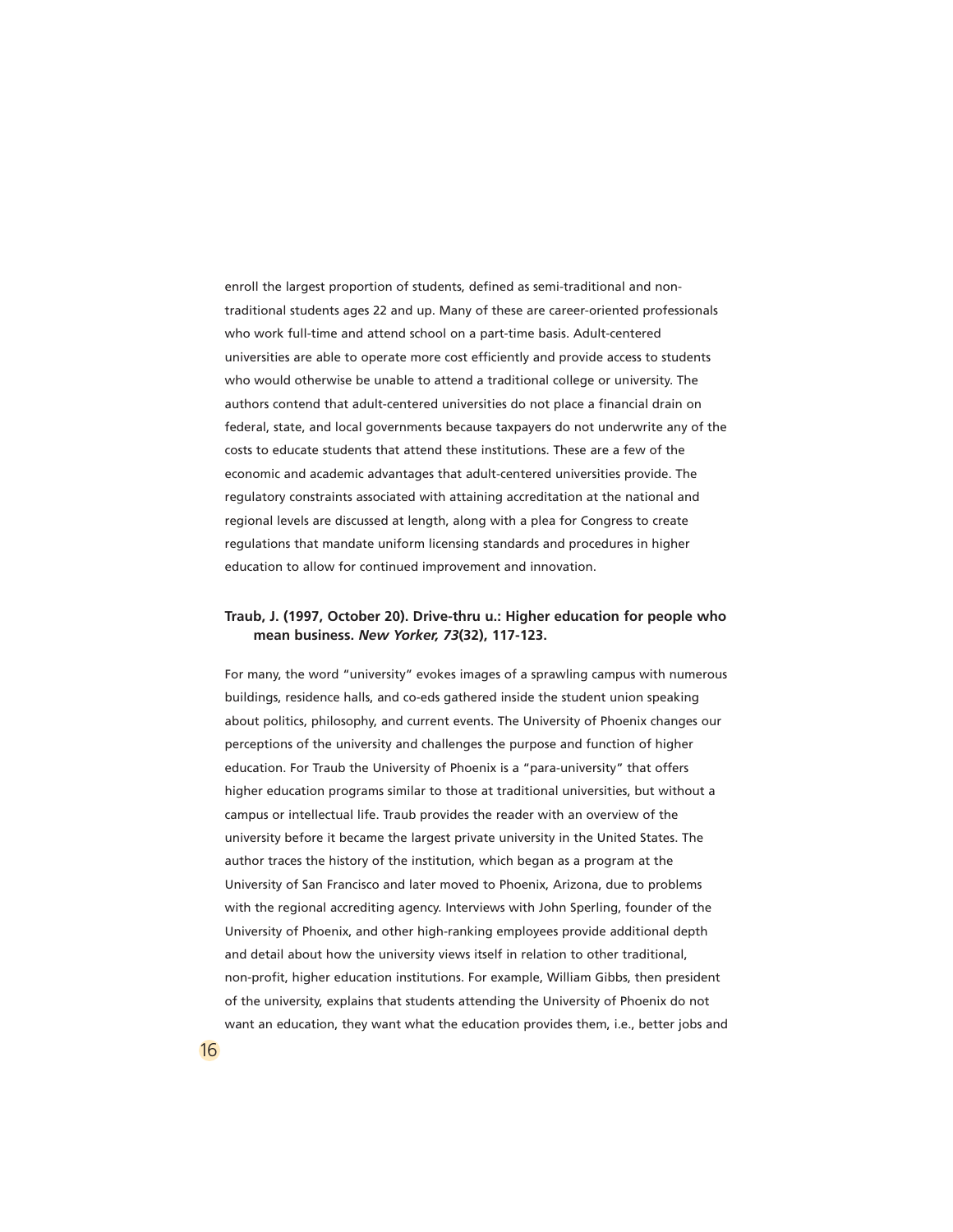enroll the largest proportion of students, defined as semi-traditional and non-traditional students ages 22 and up. Many of these are career-oriented professionals who work full-time and attend school on a part-time basis. Adult-centered universities are able to operate more cost efficiently and provide access to students who would otherwise be unable to attend a traditional college or university. The authors contend that adult-centered universities do not place a financial drain on federal, state, and local governments because taxpayers do not underwrite any of the costs to educate students that attend these institutions. These are a few of the economic and academic advantages that adult-centered universities provide. The regulatory constraints associated with attaining accreditation at the national and regional levels are discussed at length, along with a plea for Congress to create regulations that mandate uniform licensing standards and procedures in higher education to allow for continued improvement and innovation.

**Traub, J. (1997, October 20). Drive-thru u.: Higher education for people who mean business. *New Yorker, 73*(32), 117-123.**

For many, the word "university" evokes images of a sprawling campus with numerous buildings, residence halls, and co-eds gathered inside the student union speaking about politics, philosophy, and current events. The University of Phoenix changes our perceptions of the university and challenges the purpose and function of higher education. For Traub the University of Phoenix is a "para-university" that offers higher education programs similar to those at traditional universities, but without a campus or intellectual life. Traub provides the reader with an overview of the university before it became the largest private university in the United States. The author traces the history of the institution, which began as a program at the University of San Francisco and later moved to Phoenix, Arizona, due to problems with the regional accrediting agency. Interviews with John Sperling, founder of the University of Phoenix, and other high-ranking employees provide additional depth and detail about how the university views itself in relation to other traditional, non-profit, higher education institutions. For example, William Gibbs, then president of the university, explains that students attending the University of Phoenix do not want an education, they want what the education provides them, i.e., better jobs and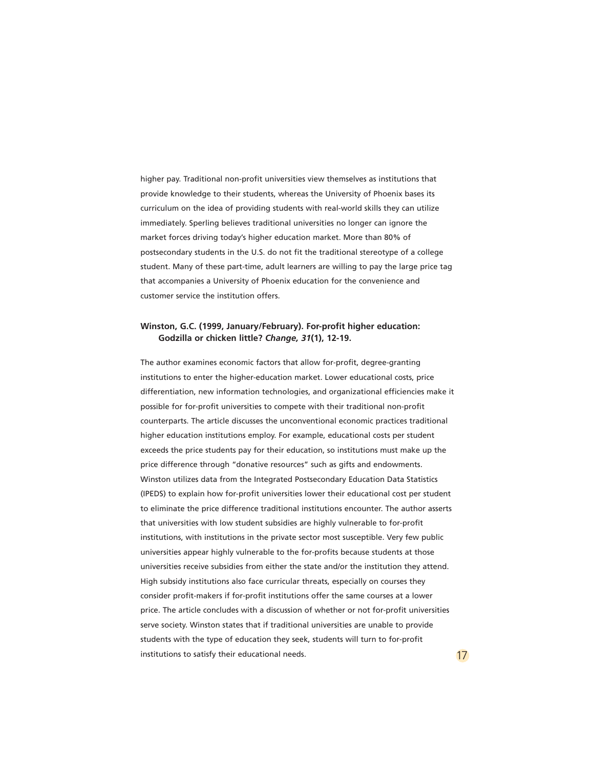higher pay. Traditional non-profit universities view themselves as institutions that provide knowledge to their students, whereas the University of Phoenix bases its curriculum on the idea of providing students with real-world skills they can utilize immediately. Sperling believes traditional universities no longer can ignore the market forces driving today's higher education market. More than 80% of postsecondary students in the U.S. do not fit the traditional stereotype of a college student. Many of these part-time, adult learners are willing to pay the large price tag that accompanies a University of Phoenix education for the convenience and customer service the institution offers.

**Winston, G.C. (1999, January/February). For-profit higher education: Godzilla or chicken little? *Change, 31*(1), 12-19.**

The author examines economic factors that allow for-profit, degree-granting institutions to enter the higher-education market. Lower educational costs, price differentiation, new information technologies, and organizational efficiencies make it possible for for-profit universities to compete with their traditional non-profit counterparts. The article discusses the unconventional economic practices traditional higher education institutions employ. For example, educational costs per student exceeds the price students pay for their education, so institutions must make up the price difference through "donative resources" such as gifts and endowments. Winston utilizes data from the Integrated Postsecondary Education Data Statistics (IPEDS) to explain how for-profit universities lower their educational cost per student to eliminate the price difference traditional institutions encounter. The author asserts that universities with low student subsidies are highly vulnerable to for-profit institutions, with institutions in the private sector most susceptible. Very few public universities appear highly vulnerable to the for-profits because students at those universities receive subsidies from either the state and/or the institution they attend. High subsidy institutions also face curricular threats, especially on courses they consider profit-makers if for-profit institutions offer the same courses at a lower price. The article concludes with a discussion of whether or not for-profit universities serve society. Winston states that if traditional universities are unable to provide students with the type of education they seek, students will turn to for-profit institutions to satisfy their educational needs.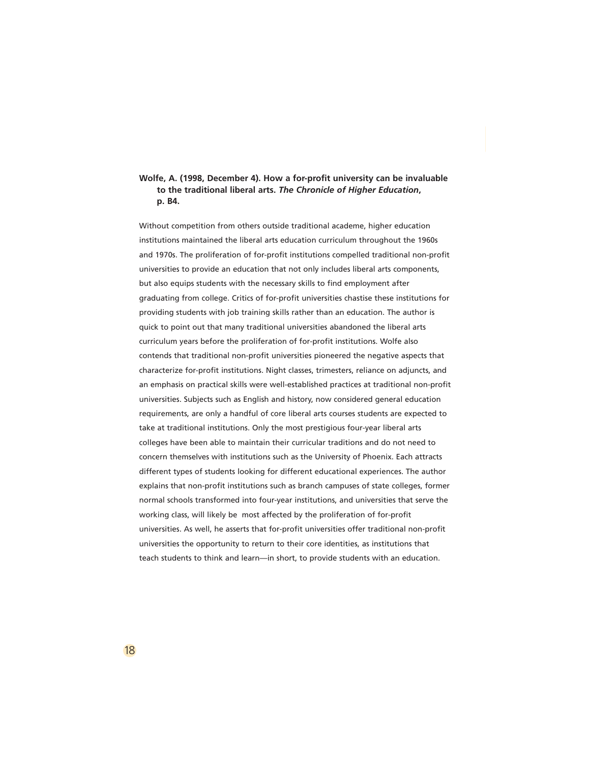**Wolfe, A. (1998, December 4). How a for-profit university can be invaluable to the traditional liberal arts. *The Chronicle of Higher Education*, p. B4.**

Without competition from others outside traditional academe, higher education institutions maintained the liberal arts education curriculum throughout the 1960s and 1970s. The proliferation of for-profit institutions compelled traditional non-profit universities to provide an education that not only includes liberal arts components, but also equips students with the necessary skills to find employment after graduating from college. Critics of for-profit universities chastise these institutions for providing students with job training skills rather than an education. The author is quick to point out that many traditional universities abandoned the liberal arts curriculum years before the proliferation of for-profit institutions. Wolfe also contends that traditional non-profit universities pioneered the negative aspects that characterize for-profit institutions. Night classes, trimesters, reliance on adjuncts, and an emphasis on practical skills were well-established practices at traditional non-profit universities. Subjects such as English and history, now considered general education requirements, are only a handful of core liberal arts courses students are expected to take at traditional institutions. Only the most prestigious four-year liberal arts colleges have been able to maintain their curricular traditions and do not need to concern themselves with institutions such as the University of Phoenix. Each attracts different types of students looking for different educational experiences. The author explains that non-profit institutions such as branch campuses of state colleges, former normal schools transformed into four-year institutions, and universities that serve the working class, will likely be most affected by the proliferation of for-profit universities. As well, he asserts that for-profit universities offer traditional non-profit universities the opportunity to return to their core identities, as institutions that teach students to think and learn—in short, to provide students with an education.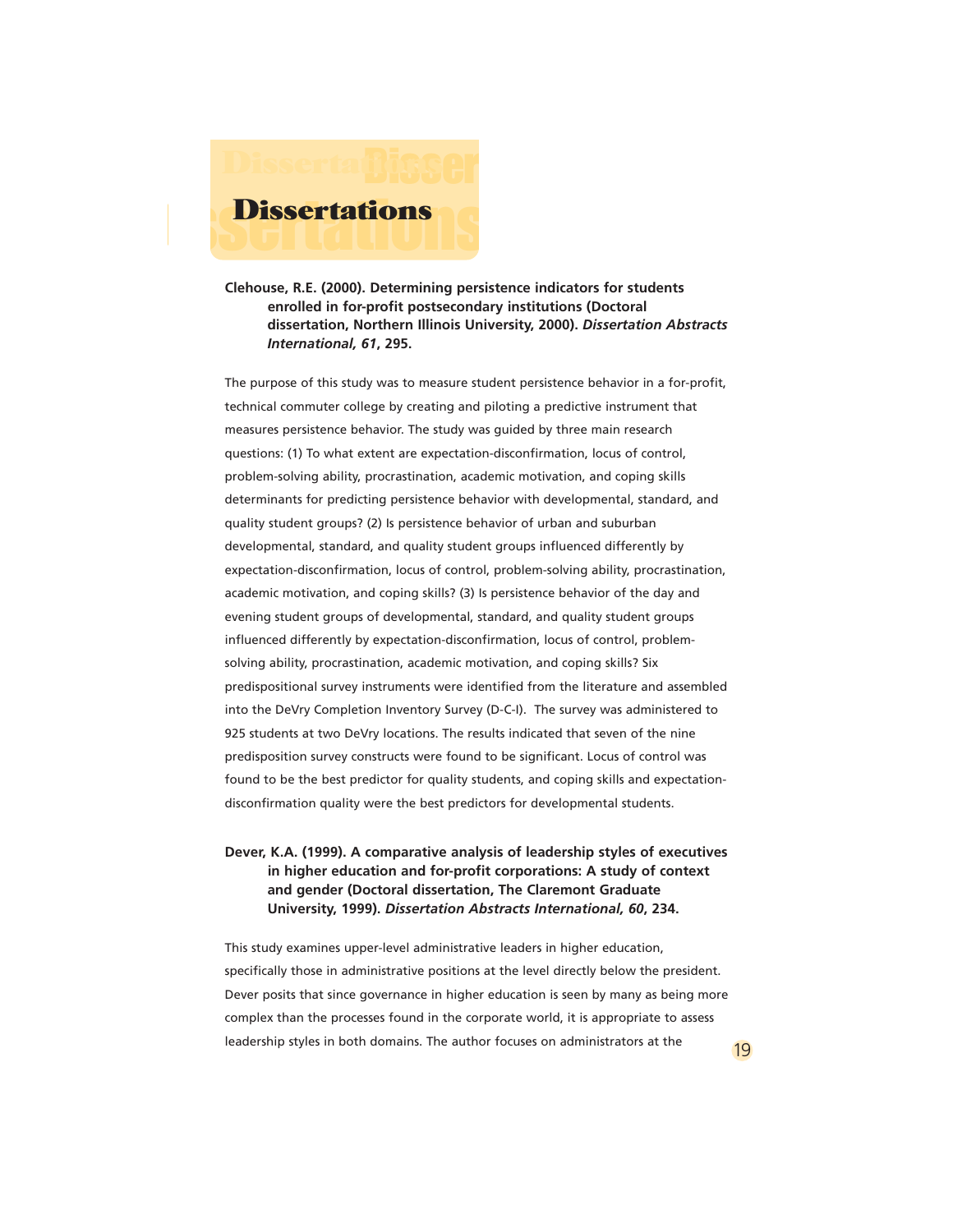# Dissertations

**Clehouse, R.E. (2000). Determining persistence indicators for students enrolled in for-profit postsecondary institutions (Doctoral dissertation, Northern Illinois University, 2000). *Dissertation Abstracts International, 61*, 295.**

The purpose of this study was to measure student persistence behavior in a for-profit, technical commuter college by creating and piloting a predictive instrument that measures persistence behavior. The study was guided by three main research questions: (1) To what extent are expectation-disconfirmation, locus of control, problem-solving ability, procrastination, academic motivation, and coping skills determinants for predicting persistence behavior with developmental, standard, and quality student groups? (2) Is persistence behavior of urban and suburban developmental, standard, and quality student groups influenced differently by expectation-disconfirmation, locus of control, problem-solving ability, procrastination, academic motivation, and coping skills? (3) Is persistence behavior of the day and evening student groups of developmental, standard, and quality student groups influenced differently by expectation-disconfirmation, locus of control, problem-solving ability, procrastination, academic motivation, and coping skills? Six predispositional survey instruments were identified from the literature and assembled into the DeVry Completion Inventory Survey (D-C-I). The survey was administered to 925 students at two DeVry locations. The results indicated that seven of the nine predisposition survey constructs were found to be significant. Locus of control was found to be the best predictor for quality students, and coping skills and expectation-disconfirmation quality were the best predictors for developmental students.

**Dever, K.A. (1999). A comparative analysis of leadership styles of executives in higher education and for-profit corporations: A study of context and gender (Doctoral dissertation, The Claremont Graduate University, 1999). *Dissertation Abstracts International, 60*, 234.**

This study examines upper-level administrative leaders in higher education, specifically those in administrative positions at the level directly below the president. Dever posits that since governance in higher education is seen by many as being more complex than the processes found in the corporate world, it is appropriate to assess leadership styles in both domains. The author focuses on administrators at the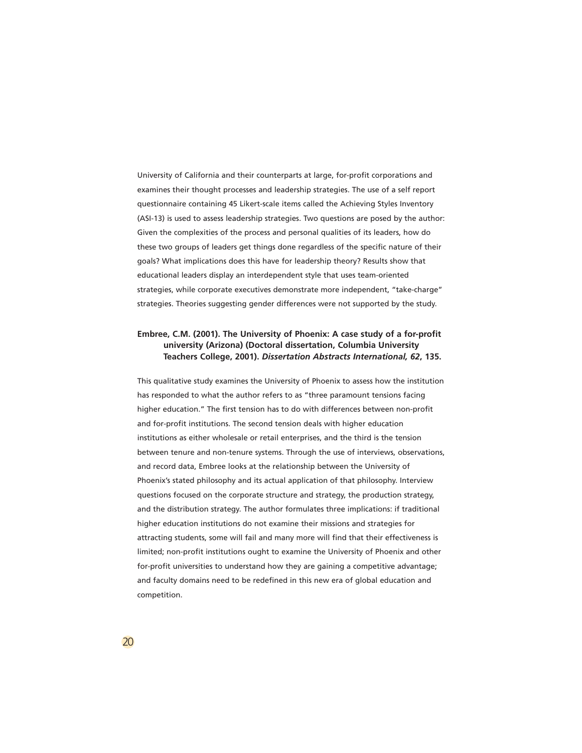University of California and their counterparts at large, for-profit corporations and examines their thought processes and leadership strategies. The use of a self report questionnaire containing 45 Likert-scale items called the Achieving Styles Inventory (ASI-13) is used to assess leadership strategies. Two questions are posed by the author: Given the complexities of the process and personal qualities of its leaders, how do these two groups of leaders get things done regardless of the specific nature of their goals? What implications does this have for leadership theory? Results show that educational leaders display an interdependent style that uses team-oriented strategies, while corporate executives demonstrate more independent, "take-charge" strategies. Theories suggesting gender differences were not supported by the study.

**Embree, C.M. (2001). The University of Phoenix: A case study of a for-profit university (Arizona) (Doctoral dissertation, Columbia University Teachers College, 2001). *Dissertation Abstracts International, 62*, 135.**

This qualitative study examines the University of Phoenix to assess how the institution has responded to what the author refers to as "three paramount tensions facing higher education." The first tension has to do with differences between non-profit and for-profit institutions. The second tension deals with higher education institutions as either wholesale or retail enterprises, and the third is the tension between tenure and non-tenure systems. Through the use of interviews, observations, and record data, Embree looks at the relationship between the University of Phoenix's stated philosophy and its actual application of that philosophy. Interview questions focused on the corporate structure and strategy, the production strategy, and the distribution strategy. The author formulates three implications: if traditional higher education institutions do not examine their missions and strategies for attracting students, some will fail and many more will find that their effectiveness is limited; non-profit institutions ought to examine the University of Phoenix and other for-profit universities to understand how they are gaining a competitive advantage; and faculty domains need to be redefined in this new era of global education and competition.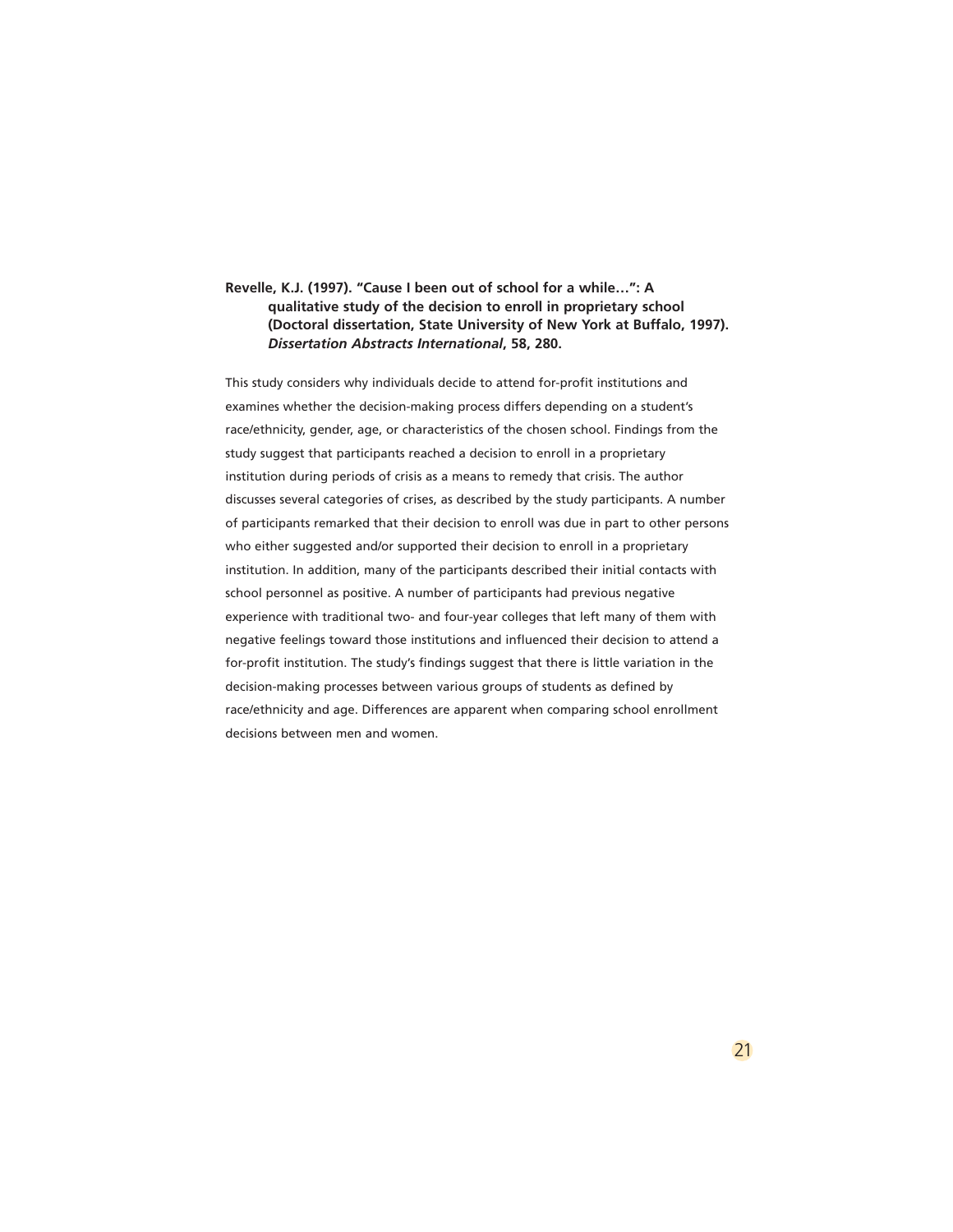**Revelle, K.J. (1997). "Cause I been out of school for a while…": A qualitative study of the decision to enroll in proprietary school (Doctoral dissertation, State University of New York at Buffalo, 1997). *Dissertation Abstracts International*, 58, 280.**

This study considers why individuals decide to attend for-profit institutions and examines whether the decision-making process differs depending on a student's race/ethnicity, gender, age, or characteristics of the chosen school. Findings from the study suggest that participants reached a decision to enroll in a proprietary institution during periods of crisis as a means to remedy that crisis. The author discusses several categories of crises, as described by the study participants. A number of participants remarked that their decision to enroll was due in part to other persons who either suggested and/or supported their decision to enroll in a proprietary institution. In addition, many of the participants described their initial contacts with school personnel as positive. A number of participants had previous negative experience with traditional two- and four-year colleges that left many of them with negative feelings toward those institutions and influenced their decision to attend a for-profit institution. The study's findings suggest that there is little variation in the decision-making processes between various groups of students as defined by race/ethnicity and age. Differences are apparent when comparing school enrollment decisions between men and women.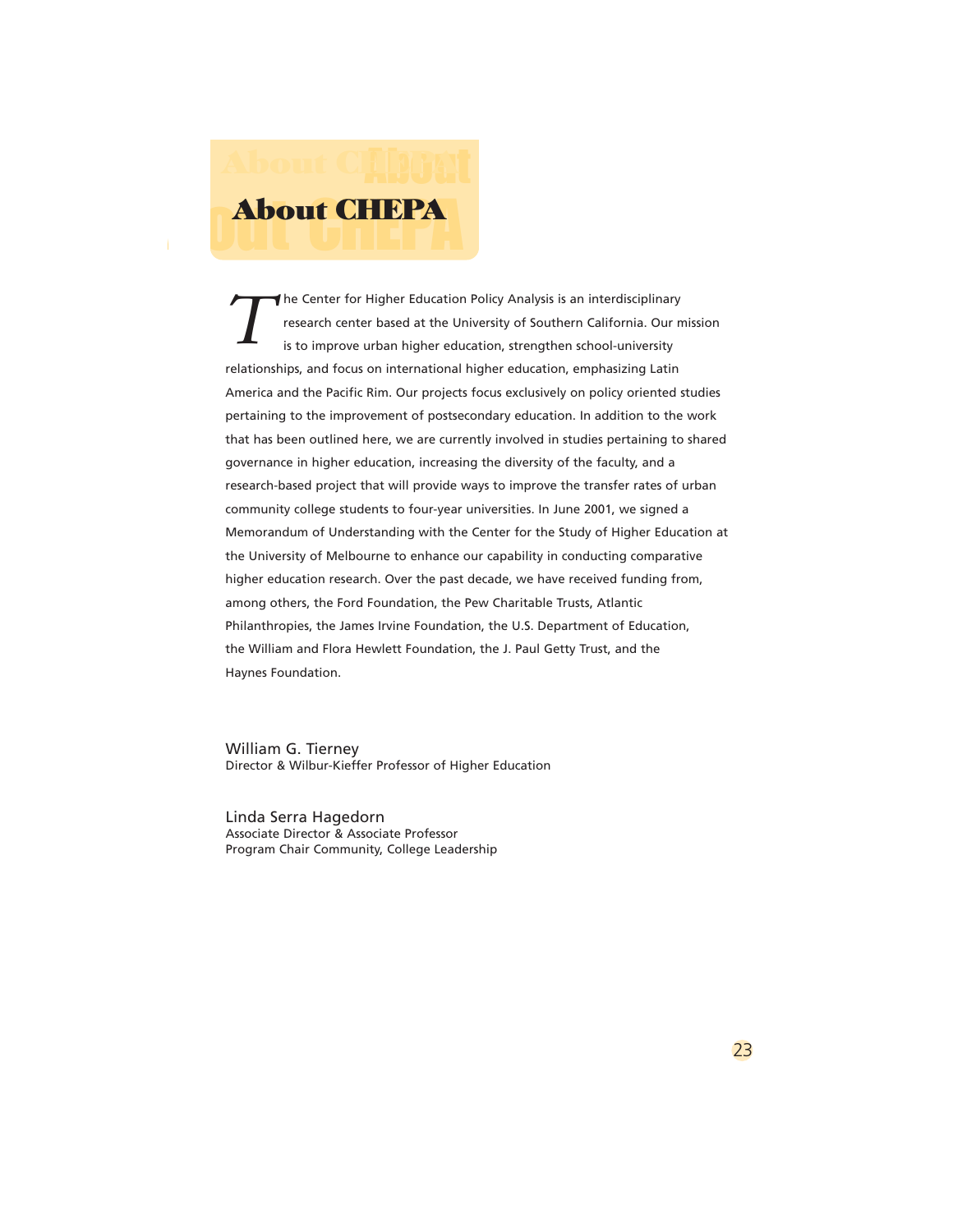# About CHEPA

The Center for Higher Education Policy Analysis is an interdisciplinary research center based at the University of Southern California. Our mission is to improve urban higher education, strengthen school-university relationships, and focus on international higher education, emphasizing Latin America and the Pacific Rim. Our projects focus exclusively on policy oriented studies pertaining to the improvement of postsecondary education. In addition to the work that has been outlined here, we are currently involved in studies pertaining to shared governance in higher education, increasing the diversity of the faculty, and a research-based project that will provide ways to improve the transfer rates of urban community college students to four-year universities. In June 2001, we signed a Memorandum of Understanding with the Center for the Study of Higher Education at the University of Melbourne to enhance our capability in conducting comparative higher education research. Over the past decade, we have received funding from, among others, the Ford Foundation, the Pew Charitable Trusts, Atlantic Philanthropies, the James Irvine Foundation, the U.S. Department of Education, the William and Flora Hewlett Foundation, the J. Paul Getty Trust, and the Haynes Foundation.

William G. Tierney
Director & Wilbur-Kieffer Professor of Higher Education

Linda Serra Hagedorn
Associate Director & Associate Professor
Program Chair Community, College Leadership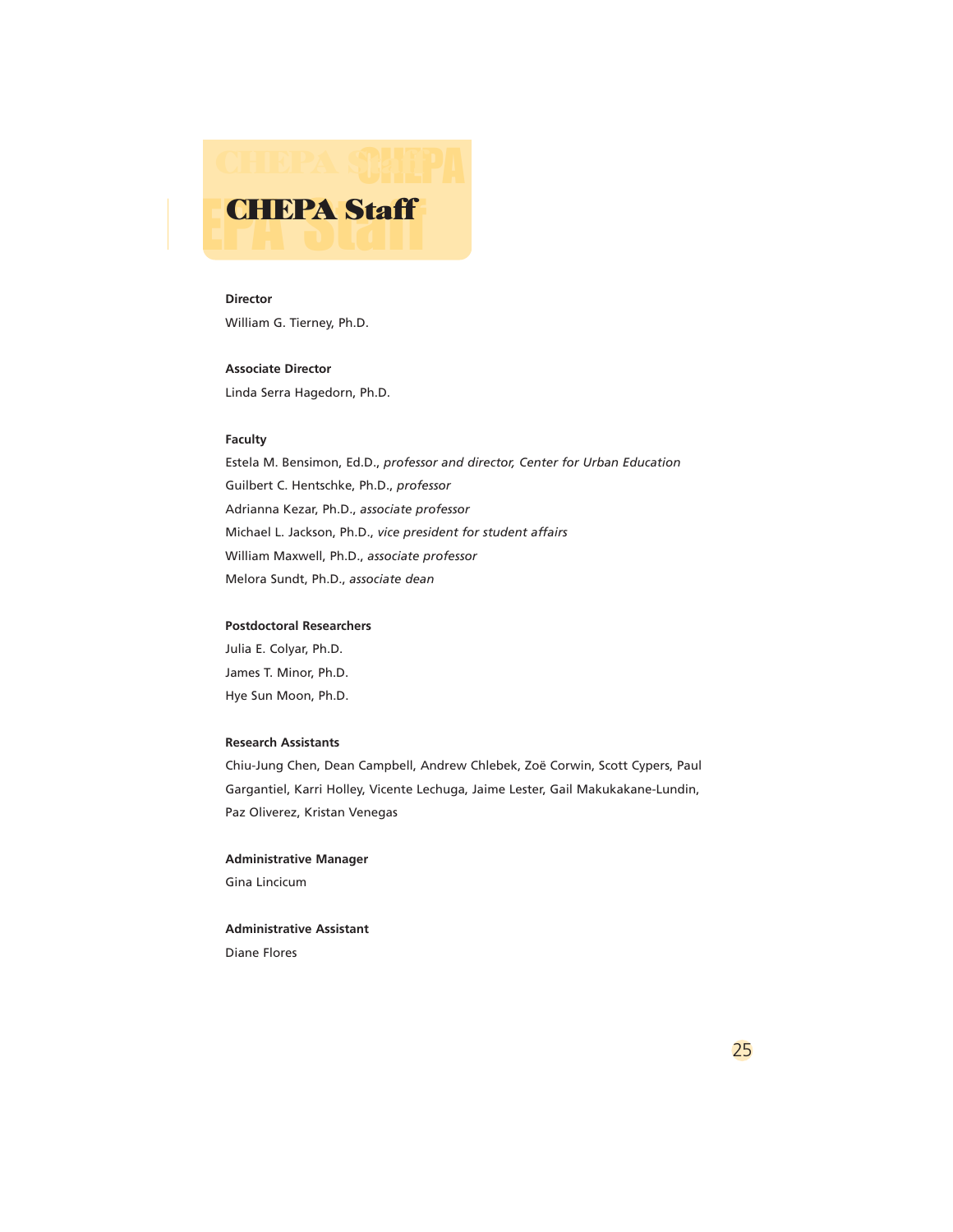# CHEPA Staff

**Director**

William G. Tierney, Ph.D.

**Associate Director**

Linda Serra Hagedorn, Ph.D.

**Faculty**

Estela M. Bensimon, Ed.D., *professor and director, Center for Urban Education*

Guilbert C. Hentschke, Ph.D., *professor*

Adrianna Kezar, Ph.D., *associate professor*

Michael L. Jackson, Ph.D., *vice president for student affairs*

William Maxwell, Ph.D., *associate professor*

Melora Sundt, Ph.D., *associate dean*

**Postdoctoral Researchers**

Julia E. Colyar, Ph.D.

James T. Minor, Ph.D.

Hye Sun Moon, Ph.D.

**Research Assistants**

Chiu-Jung Chen, Dean Campbell, Andrew Chlebek, Zoë Corwin, Scott Cypers, Paul Gargantiel, Karri Holley, Vicente Lechuga, Jaime Lester, Gail Makukakane-Lundin, Paz Oliverez, Kristan Venegas

**Administrative Manager**

Gina Lincicum

**Administrative Assistant**

Diane Flores